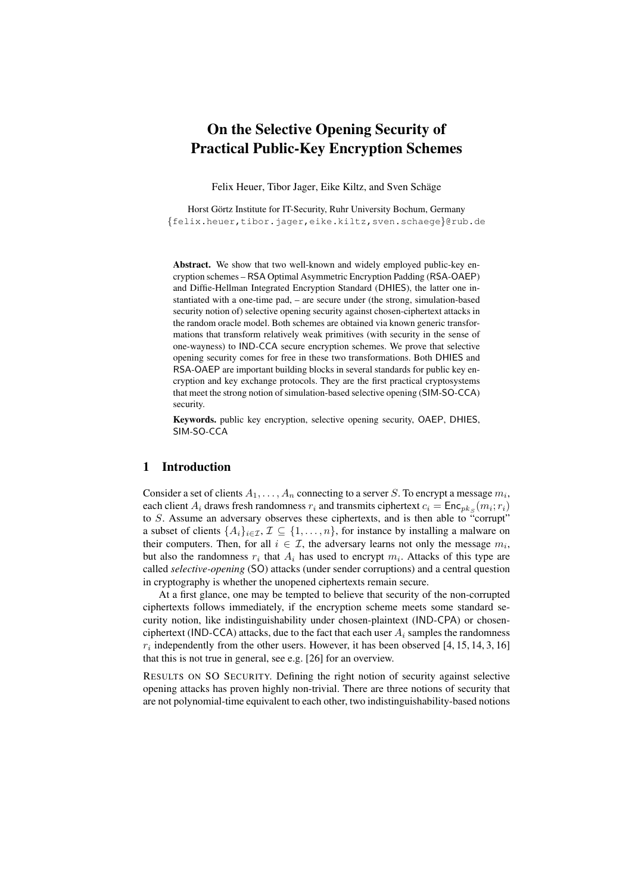# On the Selective Opening Security of Practical Public-Key Encryption Schemes

Felix Heuer, Tibor Jager, Eike Kiltz, and Sven Schäge

Horst Görtz Institute for IT-Security, Ruhr University Bochum, Germany
{felix.heuer,tibor.jager,eike.kiltz,sven.schaege}@rub.de

**Abstract.** We show that two well-known and widely employed public-key encryption schemes – RSA Optimal Asymmetric Encryption Padding (RSA-OAEP) and Diffie-Hellman Integrated Encryption Standard (DHIES), the latter one instantiated with a one-time pad, – are secure under (the strong, simulation-based security notion of) selective opening security against chosen-ciphertext attacks in the random oracle model. Both schemes are obtained via known generic transformations that transform relatively weak primitives (with security in the sense of one-wayness) to IND-CCA secure encryption schemes. We prove that selective opening security comes for free in these two transformations. Both DHIES and RSA-OAEP are important building blocks in several standards for public key encryption and key exchange protocols. They are the first practical cryptosystems that meet the strong notion of simulation-based selective opening (SIM-SO-CCA) security.

**Keywords.** public key encryption, selective opening security, OAEP, DHIES, SIM-SO-CCA

## 1 Introduction

Consider a set of clients $A_1, \ldots, A_n$ connecting to a server $S$. To encrypt a message $m_i$, each client $A_i$ draws fresh randomness $r_i$ and transmits ciphertext $c_i = \mathsf{Enc}_{pk_S}(m_i; r_i)$ to $S$. Assume an adversary observes these ciphertexts, and is then able to "corrupt" a subset of clients $\{A_i\}_{i \in \mathcal{I}}$, $\mathcal{I} \subseteq \{1, \ldots, n\}$, for instance by installing a malware on their computers. Then, for all $i \in \mathcal{I}$, the adversary learns not only the message $m_i$, but also the randomness $r_i$ that $A_i$ has used to encrypt $m_i$. Attacks of this type are called *selective-opening* (SO) attacks (under sender corruptions) and a central question in cryptography is whether the unopened ciphertexts remain secure.

At a first glance, one may be tempted to believe that security of the non-corrupted ciphertexts follows immediately, if the encryption scheme meets some standard security notion, like indistinguishability under chosen-plaintext (IND-CPA) or chosen-ciphertext (IND-CCA) attacks, due to the fact that each user $A_i$ samples the randomness $r_i$ independently from the other users. However, it has been observed [4, 15, 14, 3, 16] that this is not true in general, see e.g. [26] for an overview.

RESULTS ON SO SECURITY. Defining the right notion of security against selective opening attacks has proven highly non-trivial. There are three notions of security that are not polynomial-time equivalent to each other, two indistinguishability-based notions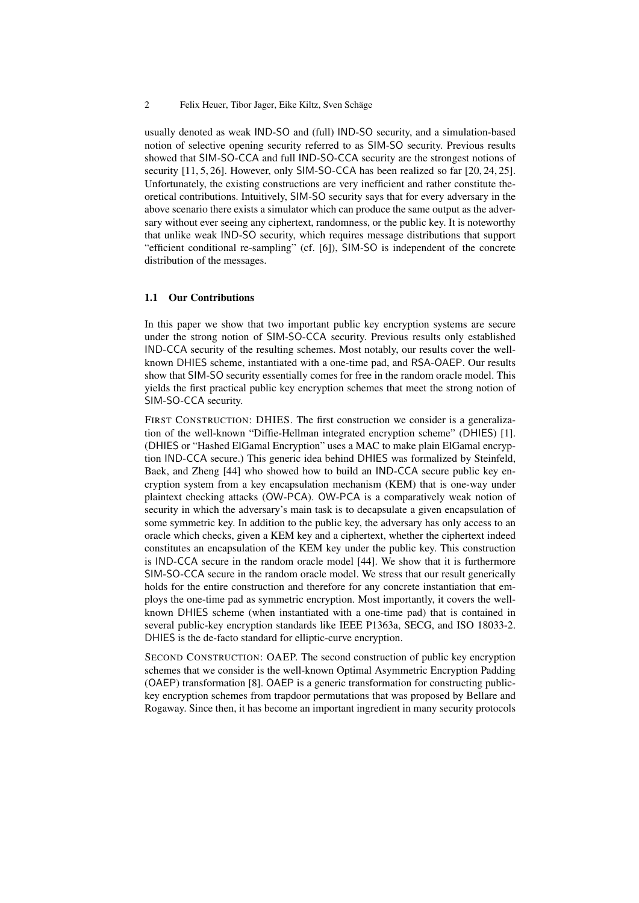usually denoted as weak IND-SO and (full) IND-SO security, and a simulation-based notion of selective opening security referred to as SIM-SO security. Previous results showed that SIM-SO-CCA and full IND-SO-CCA security are the strongest notions of security [11, 5, 26]. However, only SIM-SO-CCA has been realized so far [20, 24, 25]. Unfortunately, the existing constructions are very inefficient and rather constitute theoretical contributions. Intuitively, SIM-SO security says that for every adversary in the above scenario there exists a simulator which can produce the same output as the adversary without ever seeing any ciphertext, randomness, or the public key. It is noteworthy that unlike weak IND-SO security, which requires message distributions that support "efficient conditional re-sampling" (cf. [6]), SIM-SO is independent of the concrete distribution of the messages.

### 1.1 Our Contributions

In this paper we show that two important public key encryption systems are secure under the strong notion of SIM-SO-CCA security. Previous results only established IND-CCA security of the resulting schemes. Most notably, our results cover the well-known DHIES scheme, instantiated with a one-time pad, and RSA-OAEP. Our results show that SIM-SO security essentially comes for free in the random oracle model. This yields the first practical public key encryption schemes that meet the strong notion of SIM-SO-CCA security.

FIRST CONSTRUCTION: DHIES. The first construction we consider is a generalization of the well-known "Diffie-Hellman integrated encryption scheme" (DHIES) [1]. (DHIES or "Hashed ElGamal Encryption" uses a MAC to make plain ElGamal encryption IND-CCA secure.) This generic idea behind DHIES was formalized by Steinfeld, Baek, and Zheng [44] who showed how to build an IND-CCA secure public key encryption system from a key encapsulation mechanism (KEM) that is one-way under plaintext checking attacks (OW-PCA). OW-PCA is a comparatively weak notion of security in which the adversary's main task is to decapsulate a given encapsulation of some symmetric key. In addition to the public key, the adversary has only access to an oracle which checks, given a KEM key and a ciphertext, whether the ciphertext indeed constitutes an encapsulation of the KEM key under the public key. This construction is IND-CCA secure in the random oracle model [44]. We show that it is furthermore SIM-SO-CCA secure in the random oracle model. We stress that our result generically holds for the entire construction and therefore for any concrete instantiation that employs the one-time pad as symmetric encryption. Most importantly, it covers the well-known DHIES scheme (when instantiated with a one-time pad) that is contained in several public-key encryption standards like IEEE P1363a, SECG, and ISO 18033-2. DHIES is the de-facto standard for elliptic-curve encryption.

SECOND CONSTRUCTION: OAEP. The second construction of public key encryption schemes that we consider is the well-known Optimal Asymmetric Encryption Padding (OAEP) transformation [8]. OAEP is a generic transformation for constructing public-key encryption schemes from trapdoor permutations that was proposed by Bellare and Rogaway. Since then, it has become an important ingredient in many security protocols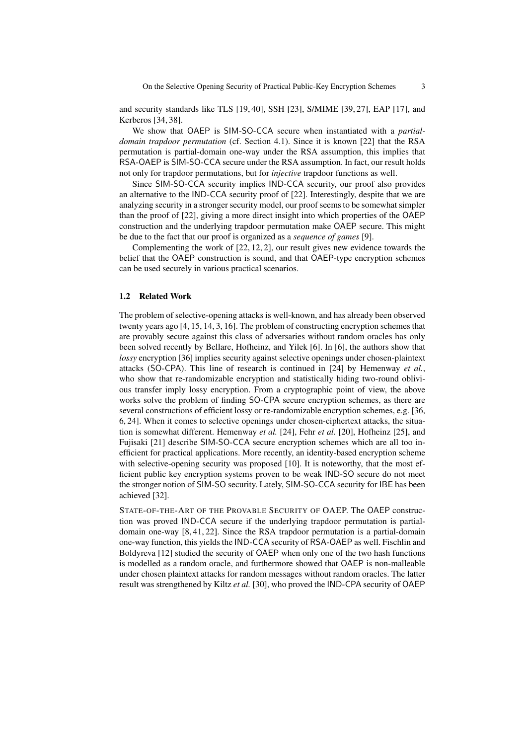and security standards like TLS [19, 40], SSH [23], S/MIME [39, 27], EAP [17], and Kerberos [34, 38].

We show that OAEP is SIM-SO-CCA secure when instantiated with a *partial-domain trapdoor permutation* (cf. Section 4.1). Since it is known [22] that the RSA permutation is partial-domain one-way under the RSA assumption, this implies that RSA-OAEP is SIM-SO-CCA secure under the RSA assumption. In fact, our result holds not only for trapdoor permutations, but for *injective* trapdoor functions as well.

Since SIM-SO-CCA security implies IND-CCA security, our proof also provides an alternative to the IND-CCA security proof of [22]. Interestingly, despite that we are analyzing security in a stronger security model, our proof seems to be somewhat simpler than the proof of [22], giving a more direct insight into which properties of the OAEP construction and the underlying trapdoor permutation make OAEP secure. This might be due to the fact that our proof is organized as a *sequence of games* [9].

Complementing the work of [22, 12, 2], our result gives new evidence towards the belief that the OAEP construction is sound, and that OAEP-type encryption schemes can be used securely in various practical scenarios.

### 1.2 Related Work

The problem of selective-opening attacks is well-known, and has already been observed twenty years ago [4, 15, 14, 3, 16]. The problem of constructing encryption schemes that are provably secure against this class of adversaries without random oracles has only been solved recently by Bellare, Hofheinz, and Yilek [6]. In [6], the authors show that *lossy* encryption [36] implies security against selective openings under chosen-plaintext attacks (SO-CPA). This line of research is continued in [24] by Hemenway *et al.*, who show that re-randomizable encryption and statistically hiding two-round oblivious transfer imply lossy encryption. From a cryptographic point of view, the above works solve the problem of finding SO-CPA secure encryption schemes, as there are several constructions of efficient lossy or re-randomizable encryption schemes, e.g. [36, 6, 24]. When it comes to selective openings under chosen-ciphertext attacks, the situation is somewhat different. Hemenway *et al.* [24], Fehr *et al.* [20], Hofheinz [25], and Fujisaki [21] describe SIM-SO-CCA secure encryption schemes which are all too inefficient for practical applications. More recently, an identity-based encryption scheme with selective-opening security was proposed [10]. It is noteworthy, that the most efficient public key encryption systems proven to be weak IND-SO secure do not meet the stronger notion of SIM-SO security. Lately, SIM-SO-CCA security for IBE has been achieved [32].

STATE-OF-THE-ART OF THE PROVABLE SECURITY OF OAEP. The OAEP construction was proved IND-CCA secure if the underlying trapdoor permutation is partial-domain one-way [8, 41, 22]. Since the RSA trapdoor permutation is a partial-domain one-way function, this yields the IND-CCA security of RSA-OAEP as well. Fischlin and Boldyreva [12] studied the security of OAEP when only one of the two hash functions is modelled as a random oracle, and furthermore showed that OAEP is non-malleable under chosen plaintext attacks for random messages without random oracles. The latter result was strengthened by Kiltz *et al.* [30], who proved the IND-CPA security of OAEP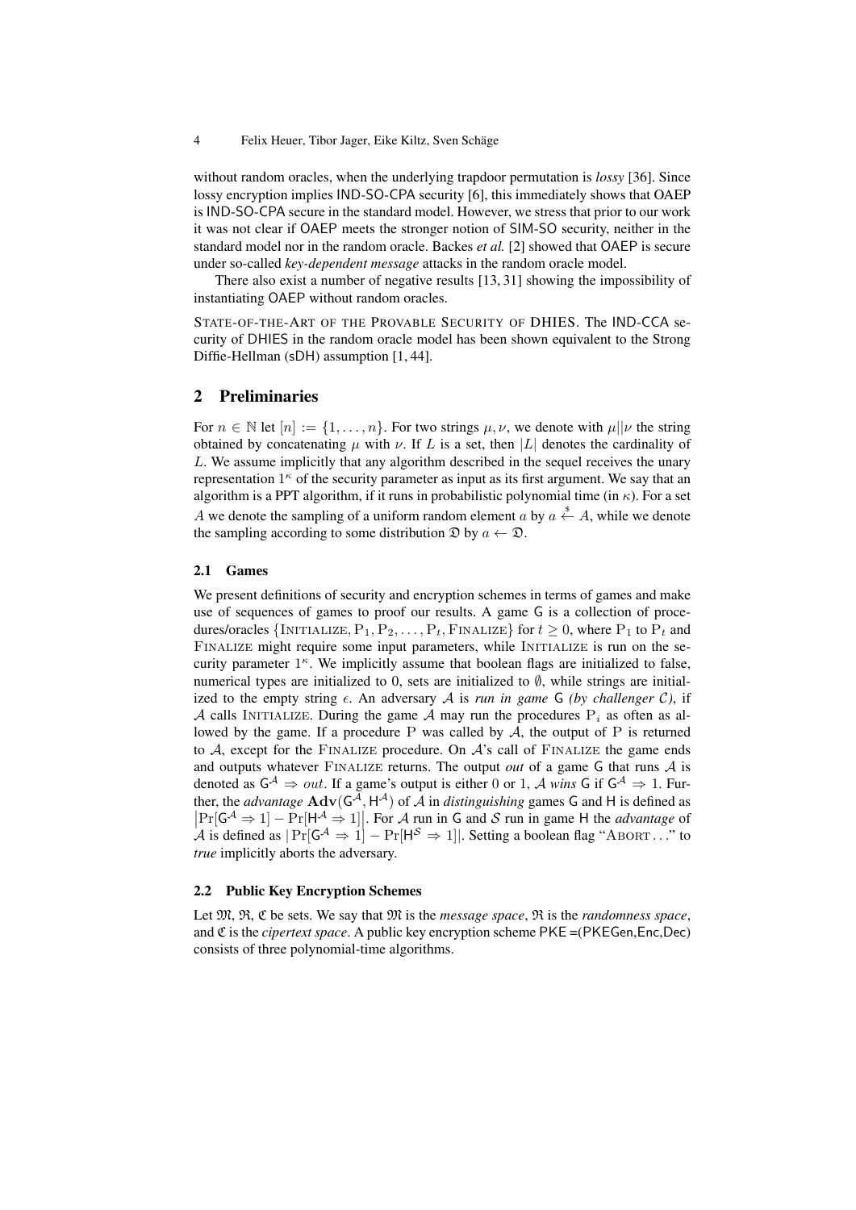without random oracles, when the underlying trapdoor permutation is *lossy* [36]. Since lossy encryption implies IND-SO-CPA security [6], this immediately shows that OAEP is IND-SO-CPA secure in the standard model. However, we stress that prior to our work it was not clear if OAEP meets the stronger notion of SIM-SO security, neither in the standard model nor in the random oracle. Backes *et al.* [2] showed that OAEP is secure under so-called *key-dependent message* attacks in the random oracle model.

There also exist a number of negative results [13, 31] showing the impossibility of instantiating OAEP without random oracles.

STATE-OF-THE-ART OF THE PROVABLE SECURITY OF DHIES. The IND-CCA security of DHIES in the random oracle model has been shown equivalent to the Strong Diffie-Hellman (sDH) assumption [1, 44].

## 2 Preliminaries

For $n \in \mathbb{N}$ let $[n] := \{1, \ldots, n\}$. For two strings $\mu, \nu$, we denote with $\mu || \nu$ the string obtained by concatenating $\mu$ with $\nu$. If $L$ is a set, then $|L|$ denotes the cardinality of $L$. We assume implicitly that any algorithm described in the sequel receives the unary representation $1^\kappa$ of the security parameter as input as its first argument. We say that an algorithm is a PPT algorithm, if it runs in probabilistic polynomial time (in $\kappa$). For a set $A$ we denote the sampling of a uniform random element $a$ by $a \stackrel{\$}{\leftarrow} A$, while we denote the sampling according to some distribution $\mathfrak{D}$ by $a \leftarrow \mathfrak{D}$.

### 2.1 Games

We present definitions of security and encryption schemes in terms of games and make use of sequences of games to proof our results. A game $\mathsf{G}$ is a collection of procedures/oracles $\{\text{INITIALIZE}, \text{P}_1, \text{P}_2, \ldots, \text{P}_t, \text{FINALIZE}\}$ for $t \geq 0$, where $\text{P}_1$ to $\text{P}_t$ and FINALIZE might require some input parameters, while INITIALIZE is run on the security parameter $1^\kappa$. We implicitly assume that boolean flags are initialized to false, numerical types are initialized to 0, sets are initialized to $\emptyset$, while strings are initialized to the empty string $\epsilon$. An adversary $\mathcal{A}$ is *run in game* $\mathsf{G}$ *(by challenger* $\mathcal{C}$*)*, if $\mathcal{A}$ calls INITIALIZE. During the game $\mathcal{A}$ may run the procedures $\text{P}_i$ as often as allowed by the game. If a procedure P was called by $\mathcal{A}$, the output of P is returned to $\mathcal{A}$, except for the FINALIZE procedure. On $\mathcal{A}$'s call of FINALIZE the game ends and outputs whatever FINALIZE returns. The output *out* of a game $\mathsf{G}$ that runs $\mathcal{A}$ is denoted as $\mathsf{G}^\mathcal{A} \Rightarrow out$. If a game's output is either 0 or 1, $\mathcal{A}$ *wins* $\mathsf{G}$ if $\mathsf{G}^\mathcal{A} \Rightarrow 1$. Further, the *advantage* $\mathbf{Adv}(\mathsf{G}^\mathcal{A}, \mathsf{H}^\mathcal{A})$ of $\mathcal{A}$ in *distinguishing* games $\mathsf{G}$ and $\mathsf{H}$ is defined as $\left|\Pr[\mathsf{G}^\mathcal{A} \Rightarrow 1] - \Pr[\mathsf{H}^\mathcal{A} \Rightarrow 1]\right|$. For $\mathcal{A}$ run in $\mathsf{G}$ and $\mathcal{S}$ run in game $\mathsf{H}$ the *advantage* of $\mathcal{A}$ is defined as $|\Pr[\mathsf{G}^\mathcal{A} \Rightarrow 1] - \Pr[\mathsf{H}^\mathcal{S} \Rightarrow 1]|$. Setting a boolean flag "ABORT…" to *true* implicitly aborts the adversary.

### 2.2 Public Key Encryption Schemes

Let $\mathfrak{M}$, $\mathfrak{R}$, $\mathfrak{C}$ be sets. We say that $\mathfrak{M}$ is the *message space*, $\mathfrak{R}$ is the *randomness space*, and $\mathfrak{C}$ is the *cipertext space*. A public key encryption scheme PKE =(PKEGen,Enc,Dec) consists of three polynomial-time algorithms.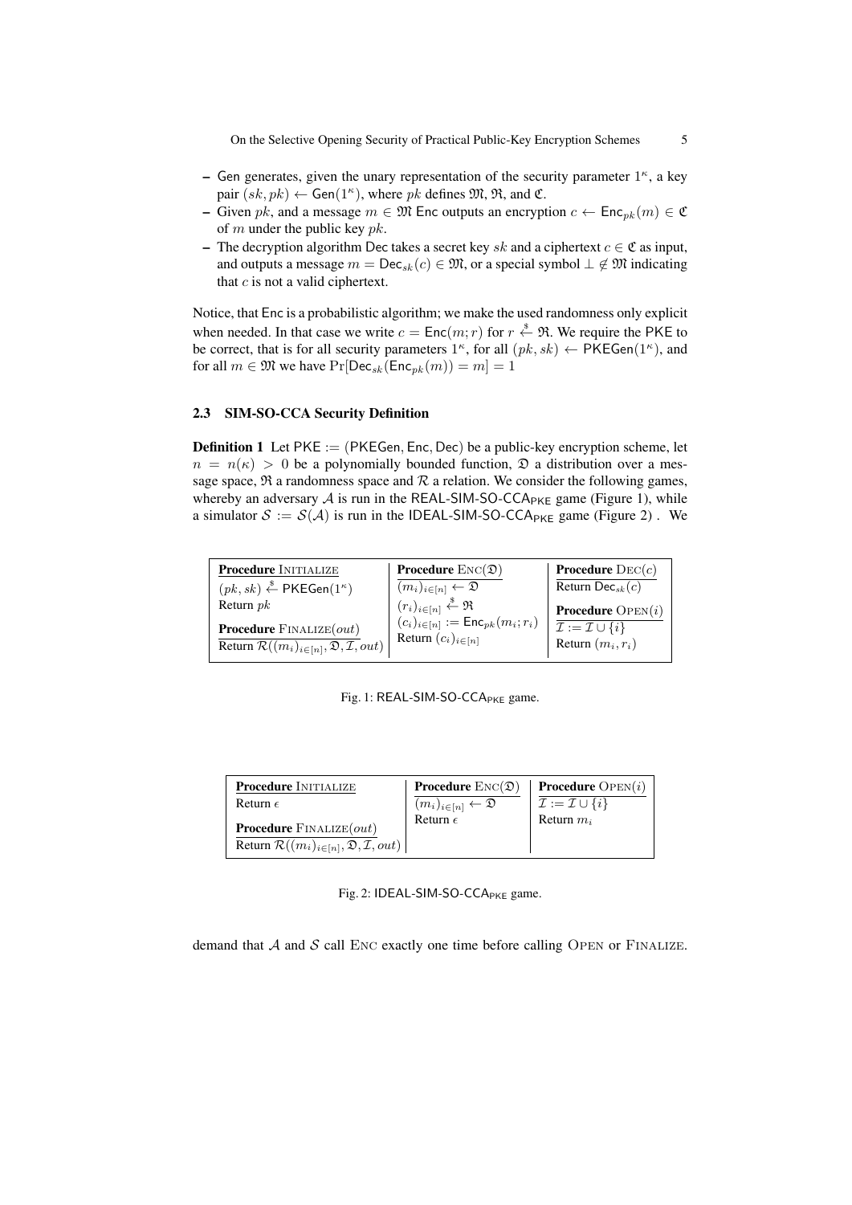- Gen generates, given the unary representation of the security parameter $1^\kappa$, a key pair $(sk, pk) \leftarrow \mathsf{Gen}(1^\kappa)$, where $pk$ defines $\mathfrak{M}$, $\mathfrak{R}$, and $\mathfrak{C}$.
- Given $pk$, and a message $m \in \mathfrak{M}$ Enc outputs an encryption $c \leftarrow \mathsf{Enc}_{pk}(m) \in \mathfrak{C}$ of $m$ under the public key $pk$.
- The decryption algorithm Dec takes a secret key $sk$ and a ciphertext $c \in \mathfrak{C}$ as input, and outputs a message $m = \mathsf{Dec}_{sk}(c) \in \mathfrak{M}$, or a special symbol $\perp \notin \mathfrak{M}$ indicating that $c$ is not a valid ciphertext.

Notice, that Enc is a probabilistic algorithm; we make the used randomness only explicit when needed. In that case we write $c = \mathsf{Enc}(m; r)$ for $r \xleftarrow{\$} \mathfrak{R}$. We require the PKE to be correct, that is for all security parameters $1^\kappa$, for all $(pk, sk) \leftarrow \mathsf{PKEGen}(1^\kappa)$, and for all $m \in \mathfrak{M}$ we have $\Pr[\mathsf{Dec}_{sk}(\mathsf{Enc}_{pk}(m)) = m] = 1$

### 2.3 SIM-SO-CCA Security Definition

**Definition 1** Let $\mathsf{PKE} := (\mathsf{PKEGen}, \mathsf{Enc}, \mathsf{Dec})$ be a public-key encryption scheme, let $n = n(\kappa) > 0$ be a polynomially bounded function, $\mathfrak{D}$ a distribution over a message space, $\mathfrak{R}$ a randomness space and $\mathcal{R}$ a relation. We consider the following games, whereby an adversary $\mathcal{A}$ is run in the $\mathsf{REAL\text{-}SIM\text{-}SO\text{-}CCA_{PKE}}$ game (Figure 1), while a simulator $\mathcal{S} := \mathcal{S}(\mathcal{A})$ is run in the $\mathsf{IDEAL\text{-}SIM\text{-}SO\text{-}CCA_{PKE}}$ game (Figure 2) . We

| **Procedure** INITIALIZE | **Procedure** ENC($\mathfrak{D}$) | **Procedure** DEC($c$) |
|---|---|---|
| $(pk, sk) \xleftarrow{\$} \mathsf{PKEGen}(1^\kappa)$ | $(m_i)_{i\in[n]} \leftarrow \mathfrak{D}$ | Return $\mathsf{Dec}_{sk}(c)$ |
| Return $pk$ | $(r_i)_{i\in[n]} \xleftarrow{\$} \mathfrak{R}$ | **Procedure** OPEN($i$) |
| **Procedure** FINALIZE($out$) | $(c_i)_{i\in[n]} := \mathsf{Enc}_{pk}(m_i; r_i)$ | $\mathcal{I} := \mathcal{I} \cup \{i\}$ |
| Return $\mathcal{R}((m_i)_{i\in[n]}, \mathfrak{D}, \mathcal{I}, out)$ | Return $(c_i)_{i\in[n]}$ | Return $(m_i, r_i)$ |

Fig. 1: $\mathsf{REAL\text{-}SIM\text{-}SO\text{-}CCA_{PKE}}$ game.

| **Procedure** INITIALIZE | **Procedure** ENC($\mathfrak{D}$) | **Procedure** OPEN($i$) |
|---|---|---|
| Return $\epsilon$ | $(m_i)_{i\in[n]} \leftarrow \mathfrak{D}$ | $\mathcal{I} := \mathcal{I} \cup \{i\}$ |
| **Procedure** FINALIZE($out$) | Return $\epsilon$ | Return $m_i$ |
| Return $\mathcal{R}((m_i)_{i\in[n]}, \mathfrak{D}, \mathcal{I}, out)$ | | |

Fig. 2: $\mathsf{IDEAL\text{-}SIM\text{-}SO\text{-}CCA_{PKE}}$ game.

demand that $\mathcal{A}$ and $\mathcal{S}$ call ENC exactly one time before calling OPEN or FINALIZE.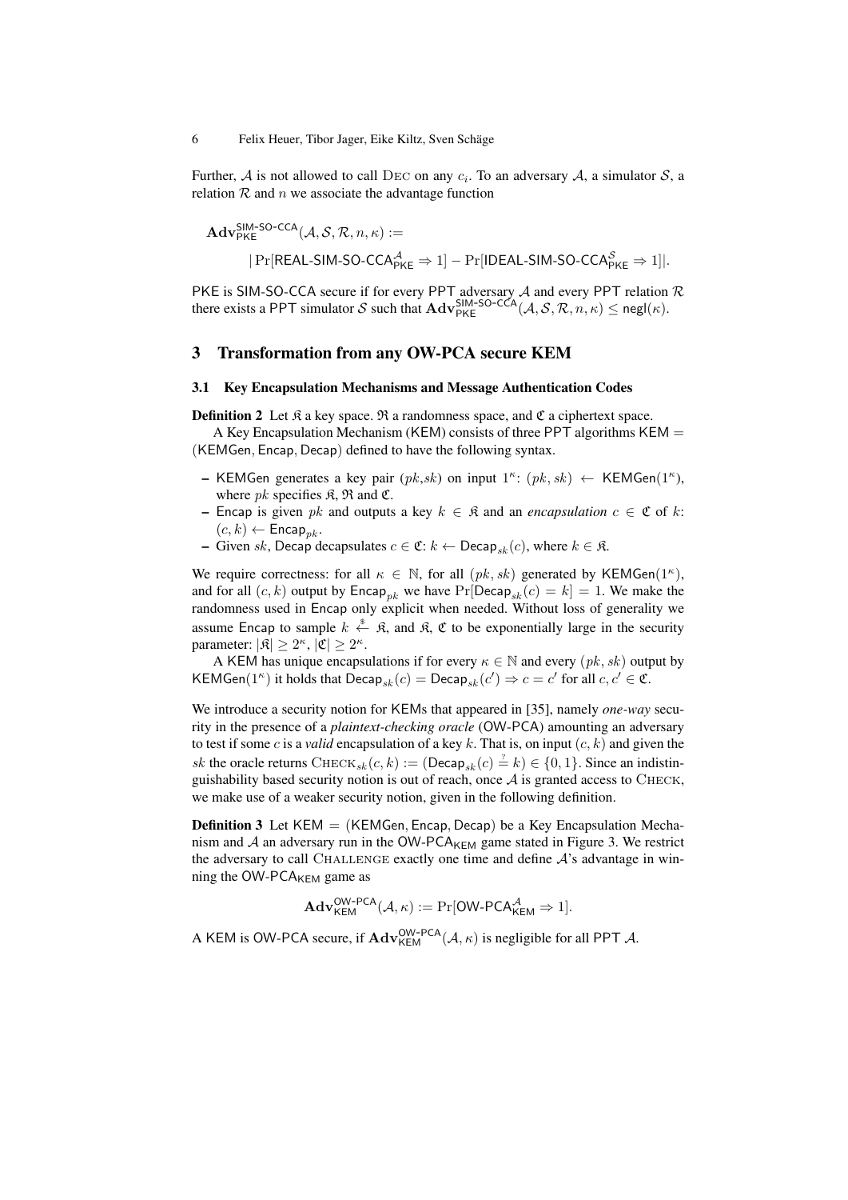Further, $\mathcal{A}$ is not allowed to call $\textsc{Dec}$ on any $c_i$. To an adversary $\mathcal{A}$, a simulator $\mathcal{S}$, a relation $\mathcal{R}$ and $n$ we associate the advantage function

$$\mathbf{Adv}_{\mathsf{PKE}}^{\mathsf{SIM\text{-}SO\text{-}CCA}}(\mathcal{A}, \mathcal{S}, \mathcal{R}, n, \kappa) :=$$
$$|\Pr[\mathsf{REAL\text{-}SIM\text{-}SO\text{-}CCA}_{\mathsf{PKE}}^{\mathcal{A}} \Rightarrow 1] - \Pr[\mathsf{IDEAL\text{-}SIM\text{-}SO\text{-}CCA}_{\mathsf{PKE}}^{\mathcal{S}} \Rightarrow 1]|.$$

PKE is SIM-SO-CCA secure if for every PPT adversary $\mathcal{A}$ and every PPT relation $\mathcal{R}$ there exists a PPT simulator $\mathcal{S}$ such that $\mathbf{Adv}_{\mathsf{PKE}}^{\mathsf{SIM\text{-}SO\text{-}CCA}}(\mathcal{A}, \mathcal{S}, \mathcal{R}, n, \kappa) \leq \mathsf{negl}(\kappa)$.

## 3 Transformation from any OW-PCA secure KEM

### 3.1 Key Encapsulation Mechanisms and Message Authentication Codes

**Definition 2** Let $\mathfrak{K}$ a key space. $\mathfrak{R}$ a randomness space, and $\mathfrak{C}$ a ciphertext space.

A Key Encapsulation Mechanism (KEM) consists of three PPT algorithms KEM = (KEMGen, Encap, Decap) defined to have the following syntax.

- KEMGen generates a key pair $(pk,sk)$ on input $1^\kappa$: $(pk, sk) \leftarrow \mathsf{KEMGen}(1^\kappa)$, where $pk$ specifies $\mathfrak{K}, \mathfrak{R}$ and $\mathfrak{C}$.
- Encap is given $pk$ and outputs a key $k \in \mathfrak{K}$ and an *encapsulation* $c \in \mathfrak{C}$ of $k$: $(c, k) \leftarrow \mathsf{Encap}_{pk}$.
- Given $sk$, Decap decapsulates $c \in \mathfrak{C}$: $k \leftarrow \mathsf{Decap}_{sk}(c)$, where $k \in \mathfrak{K}$.

We require correctness: for all $\kappa \in \mathbb{N}$, for all $(pk, sk)$ generated by $\mathsf{KEMGen}(1^\kappa)$, and for all $(c, k)$ output by $\mathsf{Encap}_{pk}$ we have $\Pr[\mathsf{Decap}_{sk}(c) = k] = 1$. We make the randomness used in Encap only explicit when needed. Without loss of generality we assume Encap to sample $k \stackrel{\$}{\leftarrow} \mathfrak{K}$, and $\mathfrak{K}$, $\mathfrak{C}$ to be exponentially large in the security parameter: $|\mathfrak{K}| \geq 2^\kappa$, $|\mathfrak{C}| \geq 2^\kappa$.

A KEM has unique encapsulations if for every $\kappa \in \mathbb{N}$ and every $(pk, sk)$ output by $\mathsf{KEMGen}(1^\kappa)$ it holds that $\mathsf{Decap}_{sk}(c) = \mathsf{Decap}_{sk}(c') \Rightarrow c = c'$ for all $c, c' \in \mathfrak{C}$.

We introduce a security notion for KEMs that appeared in [35], namely *one-way* security in the presence of a *plaintext-checking oracle* (OW-PCA) amounting an adversary to test if some $c$ is a *valid* encapsulation of a key $k$. That is, on input $(c, k)$ and given the $sk$ the oracle returns $\textsc{Check}_{sk}(c, k) := (\mathsf{Decap}_{sk}(c) \stackrel{?}{=} k) \in \{0, 1\}$. Since an indistinguishability based security notion is out of reach, once $\mathcal{A}$ is granted access to $\textsc{Check}$, we make use of a weaker security notion, given in the following definition.

**Definition 3** Let KEM = (KEMGen, Encap, Decap) be a Key Encapsulation Mechanism and $\mathcal{A}$ an adversary run in the $\mathsf{OW\text{-}PCA}_{\mathsf{KEM}}$ game stated in Figure 3. We restrict the adversary to call $\textsc{Challenge}$ exactly one time and define $\mathcal{A}$'s advantage in winning the $\mathsf{OW\text{-}PCA}_{\mathsf{KEM}}$ game as

$$\mathbf{Adv}_{\mathsf{KEM}}^{\mathsf{OW\text{-}PCA}}(\mathcal{A}, \kappa) := \Pr[\mathsf{OW\text{-}PCA}_{\mathsf{KEM}}^{\mathcal{A}} \Rightarrow 1].$$

A KEM is OW-PCA secure, if $\mathbf{Adv}_{\mathsf{KEM}}^{\mathsf{OW\text{-}PCA}}(\mathcal{A}, \kappa)$ is negligible for all PPT $\mathcal{A}$.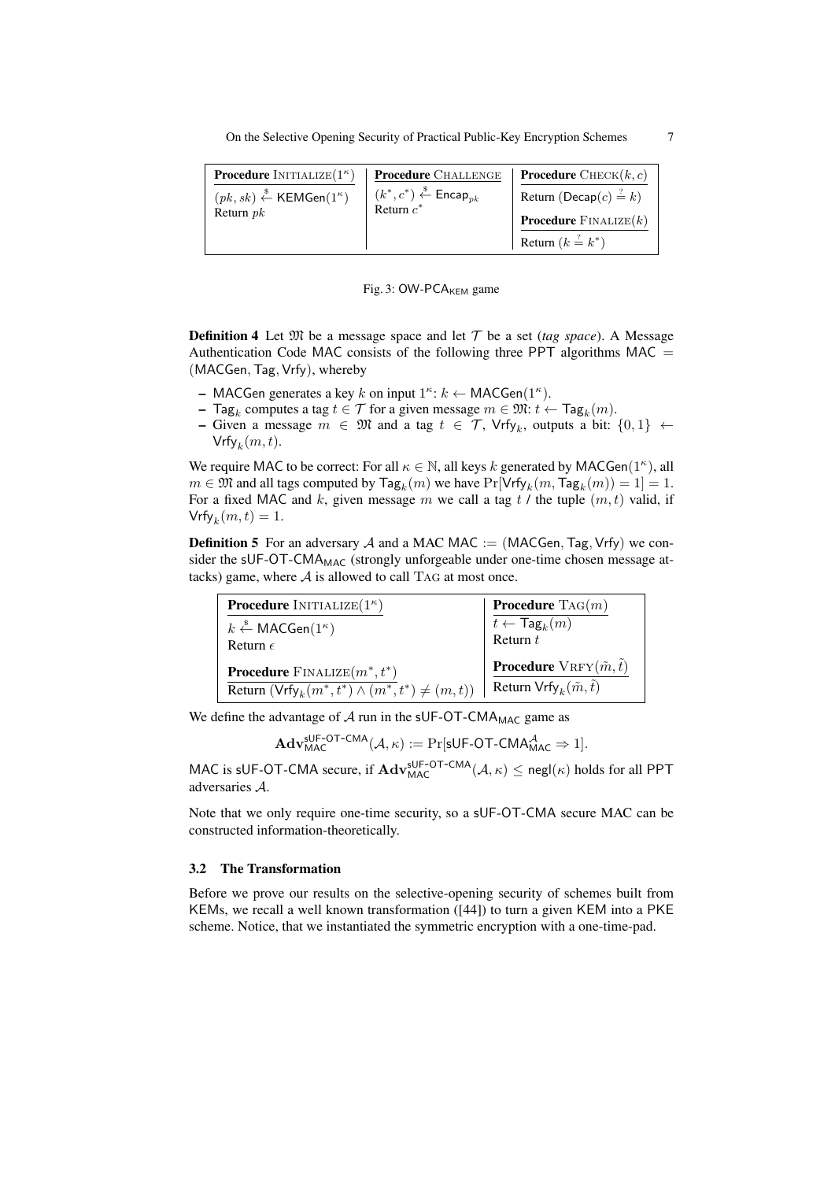| **Procedure** INITIALIZE($1^\kappa$) | **Procedure** CHALLENGE | **Procedure** CHECK($k, c$) |
|---|---|---|
| $(pk, sk) \xleftarrow{\$} \mathsf{KEMGen}(1^\kappa)$ | $(k^*, c^*) \xleftarrow{\$} \mathsf{Encap}_{pk}$ | Return $(\mathsf{Decap}(c) \stackrel{?}{=} k)$ |
| Return $pk$ | Return $c^*$ | **Procedure** FINALIZE($k$) |
| | | Return $(k \stackrel{?}{=} k^*)$ |

Fig. 3: $\mathsf{OW\text{-}PCA}_{\mathsf{KEM}}$ game

**Definition 4** Let $\mathfrak{M}$ be a message space and let $\mathcal{T}$ be a set (*tag space*). A Message Authentication Code MAC consists of the following three PPT algorithms $\mathsf{MAC} = (\mathsf{MACGen}, \mathsf{Tag}, \mathsf{Vrfy})$, whereby

- MACGen generates a key $k$ on input $1^\kappa$: $k \leftarrow \mathsf{MACGen}(1^\kappa)$.
- $\mathsf{Tag}_k$ computes a tag $t \in \mathcal{T}$ for a given message $m \in \mathfrak{M}$: $t \leftarrow \mathsf{Tag}_k(m)$.
- Given a message $m \in \mathfrak{M}$ and a tag $t \in \mathcal{T}$, $\mathsf{Vrfy}_k$, outputs a bit: $\{0, 1\} \leftarrow \mathsf{Vrfy}_k(m, t)$.

We require MAC to be correct: For all $\kappa \in \mathbb{N}$, all keys $k$ generated by $\mathsf{MACGen}(1^\kappa)$, all $m \in \mathfrak{M}$ and all tags computed by $\mathsf{Tag}_k(m)$ we have $\Pr[\mathsf{Vrfy}_k(m, \mathsf{Tag}_k(m)) = 1] = 1$. For a fixed MAC and $k$, given message $m$ we call a tag $t$ / the tuple $(m, t)$ valid, if $\mathsf{Vrfy}_k(m, t) = 1$.

**Definition 5** For an adversary $\mathcal{A}$ and a MAC $\mathsf{MAC} := (\mathsf{MACGen}, \mathsf{Tag}, \mathsf{Vrfy})$ we consider the $\mathsf{sUF\text{-}OT\text{-}CMA}_{\mathsf{MAC}}$ (strongly unforgeable under one-time chosen message attacks) game, where $\mathcal{A}$ is allowed to call TAG at most once.

| **Procedure** INITIALIZE($1^\kappa$) | **Procedure** TAG($m$) |
|---|---|
| $k \xleftarrow{\$} \mathsf{MACGen}(1^\kappa)$ | $t \leftarrow \mathsf{Tag}_k(m)$ |
| Return $\epsilon$ | Return $t$ |
| **Procedure** FINALIZE($m^*, t^*$) | **Procedure** VRFY($\tilde{m}, \tilde{t}$) |
| Return $(\mathsf{Vrfy}_k(m^*, t^*) \wedge (m^*, t^*) \neq (m, t))$ | Return $\mathsf{Vrfy}_k(\tilde{m}, \tilde{t})$ |

We define the advantage of $\mathcal{A}$ run in the $\mathsf{sUF\text{-}OT\text{-}CMA}_{\mathsf{MAC}}$ game as

$$\mathbf{Adv}^{\mathsf{sUF\text{-}OT\text{-}CMA}}_{\mathsf{MAC}}(\mathcal{A}, \kappa) := \Pr[\mathsf{sUF\text{-}OT\text{-}CMA}^{\mathcal{A}}_{\mathsf{MAC}} \Rightarrow 1].$$

MAC is sUF-OT-CMA secure, if $\mathbf{Adv}^{\mathsf{sUF\text{-}OT\text{-}CMA}}_{\mathsf{MAC}}(\mathcal{A}, \kappa) \leq \mathsf{negl}(\kappa)$ holds for all PPT adversaries $\mathcal{A}$.

Note that we only require one-time security, so a sUF-OT-CMA secure MAC can be constructed information-theoretically.

### 3.2 The Transformation

Before we prove our results on the selective-opening security of schemes built from KEMs, we recall a well known transformation ([44]) to turn a given KEM into a PKE scheme. Notice, that we instantiated the symmetric encryption with a one-time-pad.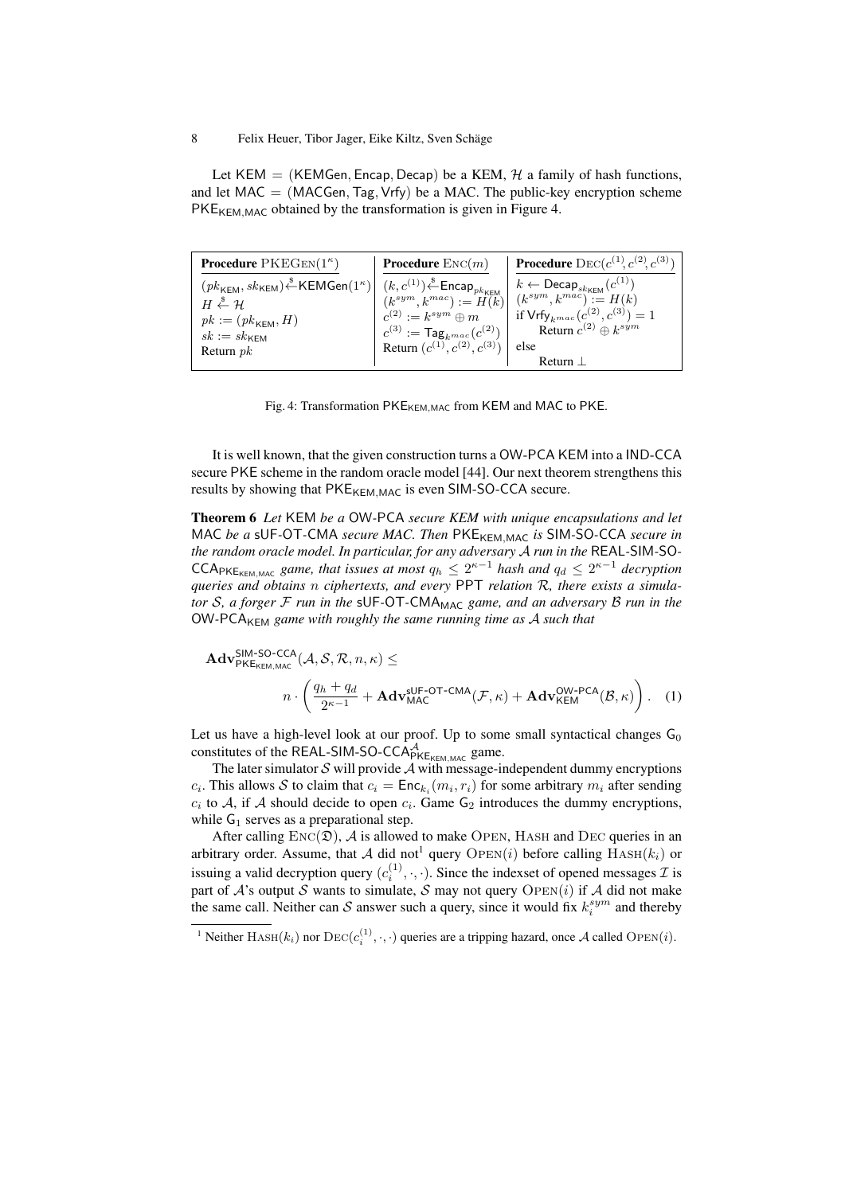Let $\mathsf{KEM} = (\mathsf{KEMGen}, \mathsf{Encap}, \mathsf{Decap})$ be a KEM, $\mathcal{H}$ a family of hash functions, and let $\mathsf{MAC} = (\mathsf{MACGen}, \mathsf{Tag}, \mathsf{Vrfy})$ be a MAC. The public-key encryption scheme $\mathsf{PKE}_{\mathsf{KEM},\mathsf{MAC}}$ obtained by the transformation is given in Figure 4.

| **Procedure** $\text{PKEGEN}(1^\kappa)$ | **Procedure** $\text{ENC}(m)$ | **Procedure** $\text{DEC}(c^{(1)}, c^{(2)}, c^{(3)})$ |
|---|---|---|
| $(pk_{\mathsf{KEM}}, sk_{\mathsf{KEM}}) \xleftarrow{\$} \mathsf{KEMGen}(1^\kappa)$ <br> $H \xleftarrow{\$} \mathcal{H}$ <br> $pk := (pk_{\mathsf{KEM}}, H)$ <br> $sk := sk_{\mathsf{KEM}}$ <br> Return $pk$ | $(k, c^{(1)}) \xleftarrow{\$} \mathsf{Encap}_{pk_{\mathsf{KEM}}}$ <br> $(k^{sym}, k^{mac}) := H(k)$ <br> $c^{(2)} := k^{sym} \oplus m$ <br> $c^{(3)} := \mathsf{Tag}_{k^{mac}}(c^{(2)})$ <br> Return $(c^{(1)}, c^{(2)}, c^{(3)})$ | $k \leftarrow \mathsf{Decap}_{sk_{\mathsf{KEM}}}(c^{(1)})$ <br> $(k^{sym}, k^{mac}) := H(k)$ <br> if $\mathsf{Vrfy}_{k^{mac}}(c^{(2)}, c^{(3)}) = 1$ <br> Return $c^{(2)} \oplus k^{sym}$ <br> else <br> Return $\perp$ |

Fig. 4: Transformation $\mathsf{PKE}_{\mathsf{KEM},\mathsf{MAC}}$ from KEM and MAC to PKE.

It is well known, that the given construction turns a OW-PCA KEM into a IND-CCA secure PKE scheme in the random oracle model [44]. Our next theorem strengthens this results by showing that $\mathsf{PKE}_{\mathsf{KEM},\mathsf{MAC}}$ is even SIM-SO-CCA secure.

**Theorem 6** *Let* KEM *be a* OW-PCA *secure KEM with unique encapsulations and let* MAC *be a* sUF-OT-CMA *secure MAC. Then* $\mathsf{PKE}_{\mathsf{KEM},\mathsf{MAC}}$ *is* SIM-SO-CCA *secure in the random oracle model. In particular, for any adversary $\mathcal{A}$ run in the* REAL-SIM-SO-$\mathsf{CCA}_{\mathsf{PKE}_{\mathsf{KEM},\mathsf{MAC}}}$ *game, that issues at most $q_h \leq 2^{\kappa-1}$ hash and $q_d \leq 2^{\kappa-1}$ decryption queries and obtains $n$ ciphertexts, and every* PPT *relation $\mathcal{R}$, there exists a simulator $\mathcal{S}$, a forger $\mathcal{F}$ run in the* $\mathsf{sUF\text{-}OT\text{-}CMA}_{\mathsf{MAC}}$ *game, and an adversary $\mathcal{B}$ run in the* $\mathsf{OW\text{-}PCA}_{\mathsf{KEM}}$ *game with roughly the same running time as $\mathcal{A}$ such that*

$$\mathbf{Adv}^{\mathsf{SIM\text{-}SO\text{-}CCA}}_{\mathsf{PKE}_{\mathsf{KEM},\mathsf{MAC}}}(\mathcal{A}, \mathcal{S}, \mathcal{R}, n, \kappa) \leq n \cdot \left( \frac{q_h + q_d}{2^{\kappa-1}} + \mathbf{Adv}^{\mathsf{sUF\text{-}OT\text{-}CMA}}_{\mathsf{MAC}}(\mathcal{F}, \kappa) + \mathbf{Adv}^{\mathsf{OW\text{-}PCA}}_{\mathsf{KEM}}(\mathcal{B}, \kappa) \right). \quad (1)$$

Let us have a high-level look at our proof. Up to some small syntactical changes $\mathsf{G}_0$ constitutes of the $\mathsf{REAL\text{-}SIM\text{-}SO\text{-}CCA}^{\mathcal{A}}_{\mathsf{PKE}_{\mathsf{KEM},\mathsf{MAC}}}$ game.

The later simulator $\mathcal{S}$ will provide $\mathcal{A}$ with message-independent dummy encryptions $c_i$. This allows $\mathcal{S}$ to claim that $c_i = \mathsf{Enc}_{k_i}(m_i, r_i)$ for some arbitrary $m_i$ after sending $c_i$ to $\mathcal{A}$, if $\mathcal{A}$ should decide to open $c_i$. Game $\mathsf{G}_2$ introduces the dummy encryptions, while $\mathsf{G}_1$ serves as a preparational step.

After calling $\text{ENC}(\mathfrak{D})$, $\mathcal{A}$ is allowed to make OPEN, HASH and DEC queries in an arbitrary order. Assume, that $\mathcal{A}$ did not[1] query $\text{OPEN}(i)$ before calling $\text{HASH}(k_i)$ or issuing a valid decryption query $(c_i^{(1)}, \cdot, \cdot)$. Since the indexset of opened messages $\mathcal{I}$ is part of $\mathcal{A}$'s output $\mathcal{S}$ wants to simulate, $\mathcal{S}$ may not query $\text{OPEN}(i)$ if $\mathcal{A}$ did not make the same call. Neither can $\mathcal{S}$ answer such a query, since it would fix $k_i^{sym}$ and thereby

[1] Neither $\text{HASH}(k_i)$ nor $\text{DEC}(c_i^{(1)}, \cdot, \cdot)$ queries are a tripping hazard, once $\mathcal{A}$ called $\text{OPEN}(i)$.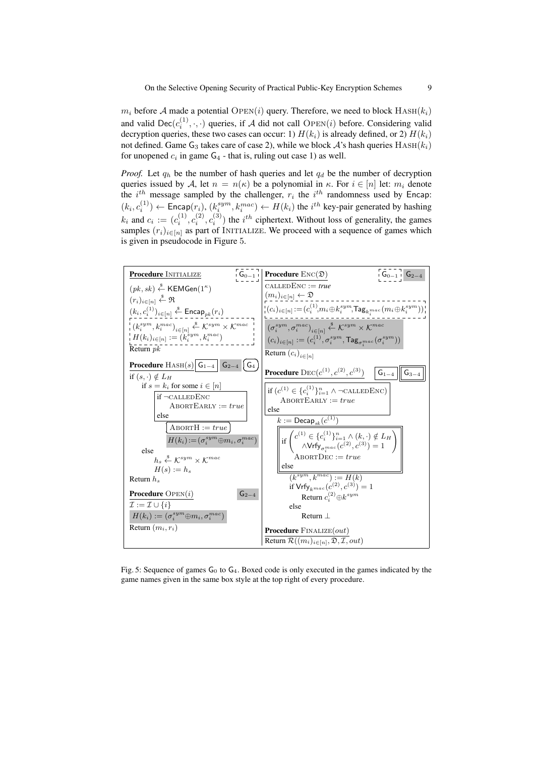$m_i$ before $\mathcal{A}$ made a potential $\text{Open}(i)$ query. Therefore, we need to block $\text{Hash}(k_i)$ and valid $\mathsf{Dec}(c_i^{(1)}, \cdot, \cdot)$ queries, if $\mathcal{A}$ did not call $\text{Open}(i)$ before. Considering valid decryption queries, these two cases can occur: 1) $H(k_i)$ is already defined, or 2) $H(k_i)$ not defined. Game $\mathsf{G}_3$ takes care of case 2), while we block $\mathcal{A}$'s hash queries $\text{Hash}(k_i)$ for unopened $c_i$ in game $\mathsf{G}_4$ - that is, ruling out case 1) as well.

*Proof.* Let $q_h$ be the number of hash queries and let $q_d$ be the number of decryption queries issued by $\mathcal{A}$, let $n = n(\kappa)$ be a polynomial in $\kappa$. For $i \in [n]$ let: $m_i$ denote the $i^{th}$ message sampled by the challenger, $r_i$ the $i^{th}$ randomness used by $\mathsf{Encap}$: $(k_i, c_i^{(1)}) \leftarrow \mathsf{Encap}(r_i)$, $(k_i^{sym}, k_i^{mac}) \leftarrow H(k_i)$ the $i^{th}$ key-pair generated by hashing $k_i$ and $c_i := (c_i^{(1)}, c_i^{(2)}, c_i^{(3)})$ the $i^{th}$ ciphertext. Without loss of generality, the games samples $(r_i)_{i\in[n]}$ as part of $\text{Initialize}$. We proceed with a sequence of games which is given in pseudocode in Figure 5.

```
Procedure INITIALIZE                                   [G_{0-1}]
(pk, sk) <-$ KEMGen(1^κ)
(r_i)_{i∈[n]} <-$ ℜ
(k_i, c_i^(1))_{i∈[n]} <-$ Encap_pk(r_i)
[G_{0-1}: (k_i^sym, k_i^mac)_{i∈[n]} <-$ K^sym × K^mac
          H(k_i)_{i∈[n]} := (k_i^sym, k_i^mac)]
Return pk

Procedure HASH(s)                          [G_{1-4}] [G_{2-4}] (G_4)
if (s,·) ∉ L_H
    if s = k_i for some i ∈ [n]
        [G_{1-4}: if ¬CALLEDENC
                      ABORTEARLY := true
                  else]
            (G_4: ABORTH := true)
            [G_{2-4}: H(k_i) := (σ_i^sym ⊕ m_i, σ_i^mac)]
    else
        h_s <-$ K^sym × K^mac
        H(s) := h_s
Return h_s

Procedure OPEN(i)                                      [G_{2-4}]
I := I ∪ {i}
[G_{2-4}: H(k_i) := (σ_i^sym ⊕ m_i, σ_i^mac)]
Return (m_i, r_i)

Procedure ENC(𝔇)                              [G_{0-1}] [G_{2-4}]
CALLEDENC := true
(m_i)_{i∈[n]} <- 𝔇
[G_{0-1}: (c_i)_{i∈[n]} := (c_i^(1), m_i ⊕ k_i^sym, Tag_{k_i^mac}(m_i ⊕ k_i^sym))]
[G_{2-4}: (σ_i^sym, σ_i^mac)_{i∈[n]} <-$ K^sym × K^mac
          (c_i)_{i∈[n]} := (c_i^(1), σ_i^sym, Tag_{σ_i^mac}(σ_i^sym))]
Return (c_i)_{i∈[n]}

Procedure DEC(c^(1), c^(2), c^(3))                [G_{1-4}] [G_{3-4}]
[G_{1-4}: if (c^(1) ∈ {c_i^(1)}_{i=1}^n ∧ ¬CALLEDENC)
              ABORTEARLY := true
          else]
    k := Decap_sk(c^(1))
    [G_{3-4}: if ( c^(1) ∈ {c_i^(1)}_{i=1}^n ∧ (k,·) ∉ L_H
                   ∧ Vrfy_{σ_i^mac}(c^(2), c^(3)) = 1 )
                  ABORTDEC := true
              else]
        (k^sym, k^mac) := H(k)
        if Vrfy_{k^mac}(c^(2), c^(3)) = 1
            Return c_i^(2) ⊕ k^sym
        else
            Return ⊥

Procedure FINALIZE(out)
Return R((m_i)_{i∈[n]}, 𝔇, I, out)
```

Fig. 5: Sequence of games $\mathsf{G}_0$ to $\mathsf{G}_4$. Boxed code is only executed in the games indicated by the game names given in the same box style at the top right of every procedure.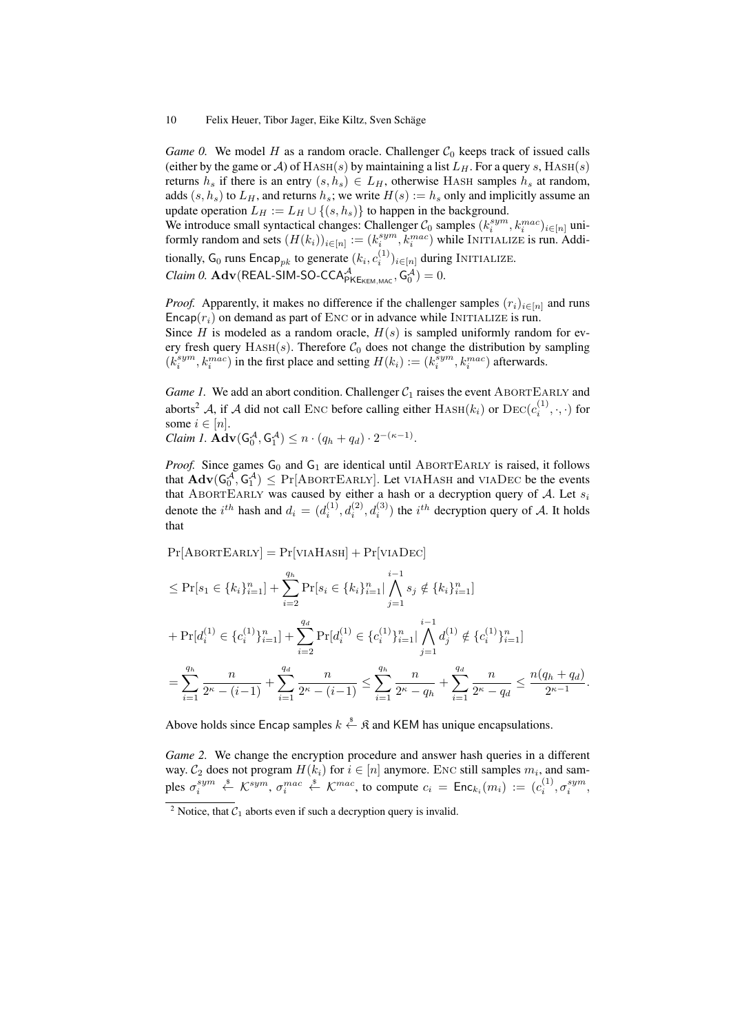*Game 0.* We model $H$ as a random oracle. Challenger $\mathcal{C}_0$ keeps track of issued calls (either by the game or $\mathcal{A}$) of $\textsc{Hash}(s)$ by maintaining a list $L_H$. For a query $s$, $\textsc{Hash}(s)$ returns $h_s$ if there is an entry $(s, h_s) \in L_H$, otherwise $\textsc{Hash}$ samples $h_s$ at random, adds $(s, h_s)$ to $L_H$, and returns $h_s$; we write $H(s) := h_s$ only and implicitly assume an update operation $L_H := L_H \cup \{(s, h_s)\}$ to happen in the background.
We introduce small syntactical changes: Challenger $\mathcal{C}_0$ samples $(k_i^{sym}, k_i^{mac})_{i\in[n]}$ uniformly random and sets $(H(k_i))_{i\in[n]} := (k_i^{sym}, k_i^{mac})$ while $\textsc{Initialize}$ is run. Additionally, $\mathsf{G}_0$ runs $\mathsf{Encap}_{pk}$ to generate $(k_i, c_i^{(1)})_{i\in[n]}$ during $\textsc{Initialize}$.
*Claim 0.* $\mathbf{Adv}(\mathsf{REAL\text{-}SIM\text{-}SO\text{-}CCA}^{\mathcal{A}}_{\mathsf{PKE}_{\mathsf{KEM},\mathsf{MAC}}}, \mathsf{G}_0^{\mathcal{A}}) = 0.$

*Proof.* Apparently, it makes no difference if the challenger samples $(r_i)_{i\in[n]}$ and runs $\mathsf{Encap}(r_i)$ on demand as part of $\textsc{Enc}$ or in advance while $\textsc{Initialize}$ is run.
Since $H$ is modeled as a random oracle, $H(s)$ is sampled uniformly random for every fresh query $\textsc{Hash}(s)$. Therefore $\mathcal{C}_0$ does not change the distribution by sampling $(k_i^{sym}, k_i^{mac})$ in the first place and setting $H(k_i) := (k_i^{sym}, k_i^{mac})$ afterwards.

*Game 1.* We add an abort condition. Challenger $\mathcal{C}_1$ raises the event $\textsc{AbortEarly}$ and aborts[2] $\mathcal{A}$, if $\mathcal{A}$ did not call $\textsc{Enc}$ before calling either $\textsc{Hash}(k_i)$ or $\textsc{Dec}(c_i^{(1)}, \cdot, \cdot)$ for some $i \in [n]$.
*Claim 1.* $\mathbf{Adv}(\mathsf{G}_0^{\mathcal{A}}, \mathsf{G}_1^{\mathcal{A}}) \leq n \cdot (q_h + q_d) \cdot 2^{-(\kappa-1)}$.

*Proof.* Since games $\mathsf{G}_0$ and $\mathsf{G}_1$ are identical until $\textsc{AbortEarly}$ is raised, it follows that $\mathbf{Adv}(\mathsf{G}_0^{\mathcal{A}}, \mathsf{G}_1^{\mathcal{A}}) \leq \Pr[\textsc{AbortEarly}]$. Let $\textsc{viaHash}$ and $\textsc{viaDec}$ be the events that $\textsc{AbortEarly}$ was caused by either a hash or a decryption query of $\mathcal{A}$. Let $s_i$ denote the $i^{th}$ hash and $d_i = (d_i^{(1)}, d_i^{(2)}, d_i^{(3)})$ the $i^{th}$ decryption query of $\mathcal{A}$. It holds that

$$
\begin{aligned}
&\Pr[\textsc{AbortEarly}] = \Pr[\textsc{viaHash}] + \Pr[\textsc{viaDec}] \\
&\leq \Pr[s_1 \in \{k_i\}_{i=1}^n] + \sum_{i=2}^{q_h} \Pr[s_i \in \{k_i\}_{i=1}^n | \bigwedge_{j=1}^{i-1} s_j \notin \{k_i\}_{i=1}^n] \\
&+ \Pr[d_i^{(1)} \in \{c_i^{(1)}\}_{i=1}^n] + \sum_{i=2}^{q_d} \Pr[d_i^{(1)} \in \{c_i^{(1)}\}_{i=1}^n | \bigwedge_{j=1}^{i-1} d_j^{(1)} \notin \{c_i^{(1)}\}_{i=1}^n] \\
&= \sum_{i=1}^{q_h} \frac{n}{2^\kappa - (i-1)} + \sum_{i=1}^{q_d} \frac{n}{2^\kappa - (i-1)} \leq \sum_{i=1}^{q_h} \frac{n}{2^\kappa - q_h} + \sum_{i=1}^{q_d} \frac{n}{2^\kappa - q_d} \leq \frac{n(q_h + q_d)}{2^{\kappa-1}}.
\end{aligned}
$$

Above holds since $\mathsf{Encap}$ samples $k \stackrel{\$}{\leftarrow} \mathfrak{K}$ and $\mathsf{KEM}$ has unique encapsulations.

*Game 2.* We change the encryption procedure and answer hash queries in a different way. $\mathcal{C}_2$ does not program $H(k_i)$ for $i \in [n]$ anymore. $\textsc{Enc}$ still samples $m_i$, and samples $\sigma_i^{sym} \stackrel{\$}{\leftarrow} \mathcal{K}^{sym}$, $\sigma_i^{mac} \stackrel{\$}{\leftarrow} \mathcal{K}^{mac}$, to compute $c_i = \mathsf{Enc}_{k_i}(m_i) := (c_i^{(1)}, \sigma_i^{sym},$

[2] Notice, that $\mathcal{C}_1$ aborts even if such a decryption query is invalid.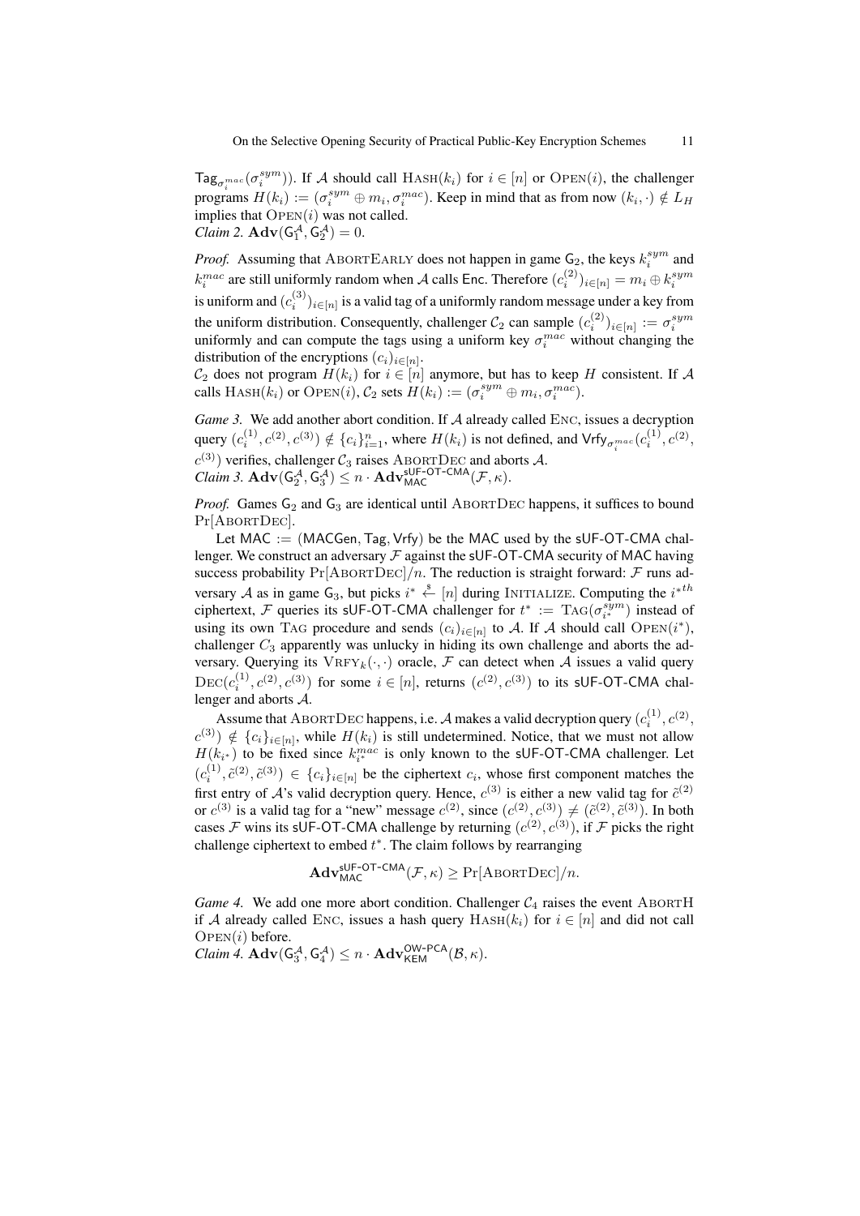$\mathsf{Tag}_{\sigma_i^{mac}}(\sigma_i^{sym})$). If $\mathcal{A}$ should call $\text{HASH}(k_i)$ for $i \in [n]$ or $\text{OPEN}(i)$, the challenger programs $H(k_i) := (\sigma_i^{sym} \oplus m_i, \sigma_i^{mac})$. Keep in mind that as from now $(k_i, \cdot) \notin L_H$ implies that $\text{OPEN}(i)$ was not called.

*Claim 2.* $\mathbf{Adv}(\mathsf{G}_1^{\mathcal{A}}, \mathsf{G}_2^{\mathcal{A}}) = 0$.

*Proof.* Assuming that $\text{ABORTEARLY}$ does not happen in game $\mathsf{G}_2$, the keys $k_i^{sym}$ and $k_i^{mac}$ are still uniformly random when $\mathcal{A}$ calls $\mathsf{Enc}$. Therefore $(c_i^{(2)})_{i\in[n]} = m_i \oplus k_i^{sym}$ is uniform and $(c_i^{(3)})_{i\in[n]}$ is a valid tag of a uniformly random message under a key from the uniform distribution. Consequently, challenger $\mathcal{C}_2$ can sample $(c_i^{(2)})_{i\in[n]} := \sigma_i^{sym}$ uniformly and can compute the tags using a uniform key $\sigma_i^{mac}$ without changing the distribution of the encryptions $(c_i)_{i\in[n]}$.

$\mathcal{C}_2$ does not program $H(k_i)$ for $i \in [n]$ anymore, but has to keep $H$ consistent. If $\mathcal{A}$ calls $\text{HASH}(k_i)$ or $\text{OPEN}(i)$, $\mathcal{C}_2$ sets $H(k_i) := (\sigma_i^{sym} \oplus m_i, \sigma_i^{mac})$.

*Game 3.* We add another abort condition. If $\mathcal{A}$ already called $\text{ENC}$, issues a decryption query $(c_i^{(1)}, c^{(2)}, c^{(3)}) \notin \{c_i\}_{i=1}^n$, where $H(k_i)$ is not defined, and $\mathsf{Vrfy}_{\sigma_i^{mac}}(c_i^{(1)}, c^{(2)}, c^{(3)})$ verifies, challenger $\mathcal{C}_3$ raises $\text{ABORTDEC}$ and aborts $\mathcal{A}$.

*Claim 3.* $\mathbf{Adv}(\mathsf{G}_2^{\mathcal{A}}, \mathsf{G}_3^{\mathcal{A}}) \leq n \cdot \mathbf{Adv}_{\mathsf{MAC}}^{\mathsf{sUF\text{-}OT\text{-}CMA}}(\mathcal{F}, \kappa)$.

*Proof.* Games $\mathsf{G}_2$ and $\mathsf{G}_3$ are identical until $\text{ABORTDEC}$ happens, it suffices to bound $\Pr[\text{ABORTDEC}]$.

Let $\mathsf{MAC} := (\mathsf{MACGen}, \mathsf{Tag}, \mathsf{Vrfy})$ be the MAC used by the sUF-OT-CMA challenger. We construct an adversary $\mathcal{F}$ against the sUF-OT-CMA security of MAC having success probability $\Pr[\text{ABORTDEC}]/n$. The reduction is straight forward: $\mathcal{F}$ runs adversary $\mathcal{A}$ as in game $\mathsf{G}_3$, but picks $i^* \xleftarrow{\$} [n]$ during $\text{INITIALIZE}$. Computing the $i^{*th}$ ciphertext, $\mathcal{F}$ queries its sUF-OT-CMA challenger for $t^* := \text{TAG}(\sigma_{i^*}^{sym})$ instead of using its own $\text{TAG}$ procedure and sends $(c_i)_{i\in[n]}$ to $\mathcal{A}$. If $\mathcal{A}$ should call $\text{OPEN}(i^*)$, challenger $C_3$ apparently was unlucky in hiding its own challenge and aborts the adversary. Querying its $\text{VRFY}_k(\cdot,\cdot)$ oracle, $\mathcal{F}$ can detect when $\mathcal{A}$ issues a valid query $\text{DEC}(c_i^{(1)}, c^{(2)}, c^{(3)})$ for some $i \in [n]$, returns $(c^{(2)}, c^{(3)})$ to its sUF-OT-CMA challenger and aborts $\mathcal{A}$.

Assume that $\text{ABORTDEC}$ happens, i.e. $\mathcal{A}$ makes a valid decryption query $(c_i^{(1)}, c^{(2)}, c^{(3)}) \notin \{c_i\}_{i\in[n]}$, while $H(k_i)$ is still undetermined. Notice, that we must not allow $H(k_{i^*})$ to be fixed since $k_{i^*}^{mac}$ is only known to the sUF-OT-CMA challenger. Let $(c_i^{(1)}, \tilde{c}^{(2)}, \tilde{c}^{(3)}) \in \{c_i\}_{i\in[n]}$ be the ciphertext $c_i$, whose first component matches the first entry of $\mathcal{A}$'s valid decryption query. Hence, $c^{(3)}$ is either a new valid tag for $\tilde{c}^{(2)}$ or $c^{(3)}$ is a valid tag for a "new" message $c^{(2)}$, since $(c^{(2)}, c^{(3)}) \neq (\tilde{c}^{(2)}, \tilde{c}^{(3)})$. In both cases $\mathcal{F}$ wins its sUF-OT-CMA challenge by returning $(c^{(2)}, c^{(3)})$, if $\mathcal{F}$ picks the right challenge ciphertext to embed $t^*$. The claim follows by rearranging

$$\mathbf{Adv}_{\mathsf{MAC}}^{\mathsf{sUF\text{-}OT\text{-}CMA}}(\mathcal{F}, \kappa) \geq \Pr[\text{ABORTDEC}]/n.$$

*Game 4.* We add one more abort condition. Challenger $\mathcal{C}_4$ raises the event $\text{ABORTH}$ if $\mathcal{A}$ already called $\text{ENC}$, issues a hash query $\text{HASH}(k_i)$ for $i \in [n]$ and did not call $\text{OPEN}(i)$ before.

*Claim 4.* $\mathbf{Adv}(\mathsf{G}_3^{\mathcal{A}}, \mathsf{G}_4^{\mathcal{A}}) \leq n \cdot \mathbf{Adv}_{\mathsf{KEM}}^{\mathsf{OW\text{-}PCA}}(\mathcal{B}, \kappa)$.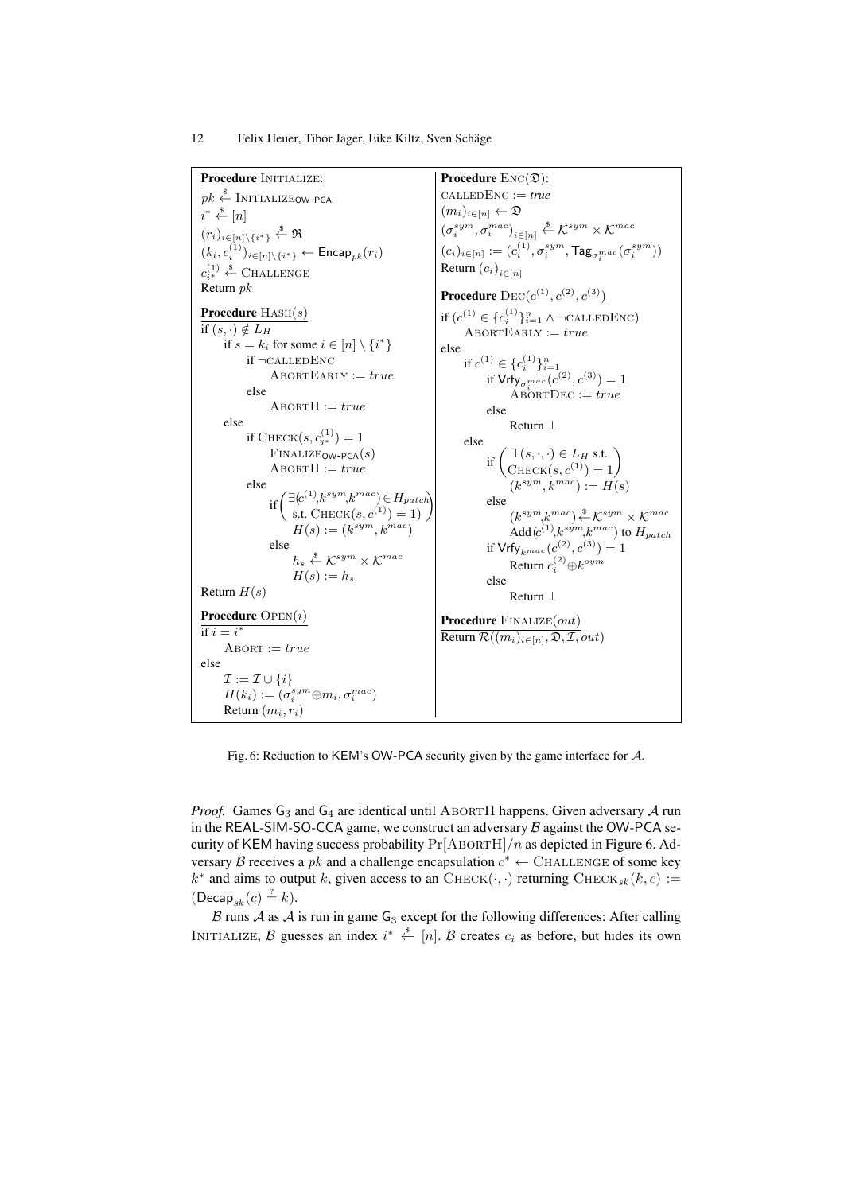**Procedure** INITIALIZE:

$pk \xleftarrow{\$}$ INITIALIZE$_{\mathsf{OW\text{-}PCA}}$
$i^* \xleftarrow{\$} [n]$
$(r_i)_{i \in [n] \setminus \{i^*\}} \xleftarrow{\$} \mathfrak{R}$
$(k_i, c_i^{(1)})_{i \in [n] \setminus \{i^*\}} \leftarrow \mathsf{Encap}_{pk}(r_i)$
$c_{i^*}^{(1)} \xleftarrow{\$}$ CHALLENGE
Return $pk$

**Procedure** HASH$(s)$

```
if (s, ·) ∉ L_H
    if s = k_i for some i ∈ [n] \ {i*}
        if ¬CALLEDENC
            ABORTEARLY := true
        else
            ABORTH := true
    else
        if CHECK(s, c_{i*}^{(1)}) = 1
            FINALIZE_OW-PCA(s)
            ABORTH := true
        else
            if ( ∃(c^{(1)}, k^{sym}, k^{mac}) ∈ H_patch
                 s.t. CHECK(s, c^{(1)}) = 1 )
                H(s) := (k^{sym}, k^{mac})
            else
                h_s <-$ K^{sym} × K^{mac}
                H(s) := h_s
Return H(s)
```

**Procedure** OPEN$(i)$

```
if i = i*
    ABORT := true
else
    I := I ∪ {i}
    H(k_i) := (σ_i^{sym} ⊕ m_i, σ_i^{mac})
    Return (m_i, r_i)
```

**Procedure** ENC$(\mathfrak{D})$:

CALLEDENC := *true*
$(m_i)_{i \in [n]} \leftarrow \mathfrak{D}$
$(\sigma_i^{sym}, \sigma_i^{mac})_{i \in [n]} \xleftarrow{\$} \mathcal{K}^{sym} \times \mathcal{K}^{mac}$
$(c_i)_{i \in [n]} := (c_i^{(1)}, \sigma_i^{sym}, \mathsf{Tag}_{\sigma_i^{mac}}(\sigma_i^{sym}))$
Return $(c_i)_{i \in [n]}$

**Procedure** DEC$(c^{(1)}, c^{(2)}, c^{(3)})$

```
if (c^{(1)} ∈ {c_i^{(1)}}_{i=1}^n ∧ ¬CALLEDENC)
    ABORTEARLY := true
else
    if c^{(1)} ∈ {c_i^{(1)}}_{i=1}^n
        if Vrfy_{σ_i^{mac}}(c^{(2)}, c^{(3)}) = 1
            ABORTDEC := true
        else
            Return ⊥
    else
        if ( ∃ (s, ·, ·) ∈ L_H s.t.
             CHECK(s, c^{(1)}) = 1 )
            (k^{sym}, k^{mac}) := H(s)
        else
            (k^{sym}, k^{mac}) <-$ K^{sym} × K^{mac}
            Add (c^{(1)}, k^{sym}, k^{mac}) to H_patch
        if Vrfy_{k^{mac}}(c^{(2)}, c^{(3)}) = 1
            Return c_i^{(2)} ⊕ k^{sym}
        else
            Return ⊥
```

**Procedure** FINALIZE$(out)$

Return $\mathcal{R}((m_i)_{i \in [n]}, \mathfrak{D}, \mathcal{I}, out)$

Fig. 6: Reduction to KEM's OW-PCA security given by the game interface for $\mathcal{A}$.

*Proof.* Games $\mathsf{G}_3$ and $\mathsf{G}_4$ are identical until ABORTH happens. Given adversary $\mathcal{A}$ run in the REAL-SIM-SO-CCA game, we construct an adversary $\mathcal{B}$ against the OW-PCA security of KEM having success probability $\Pr[\text{ABORTH}]/n$ as depicted in Figure 6. Adversary $\mathcal{B}$ receives a $pk$ and a challenge encapsulation $c^* \leftarrow$ CHALLENGE of some key $k^*$ and aims to output $k$, given access to an CHECK$(\cdot, \cdot)$ returning $\text{CHECK}_{sk}(k, c) := (\mathsf{Decap}_{sk}(c) \stackrel{?}{=} k)$.

$\mathcal{B}$ runs $\mathcal{A}$ as $\mathcal{A}$ is run in game $\mathsf{G}_3$ except for the following differences: After calling INITIALIZE, $\mathcal{B}$ guesses an index $i^* \xleftarrow{\$} [n]$. $\mathcal{B}$ creates $c_i$ as before, but hides its own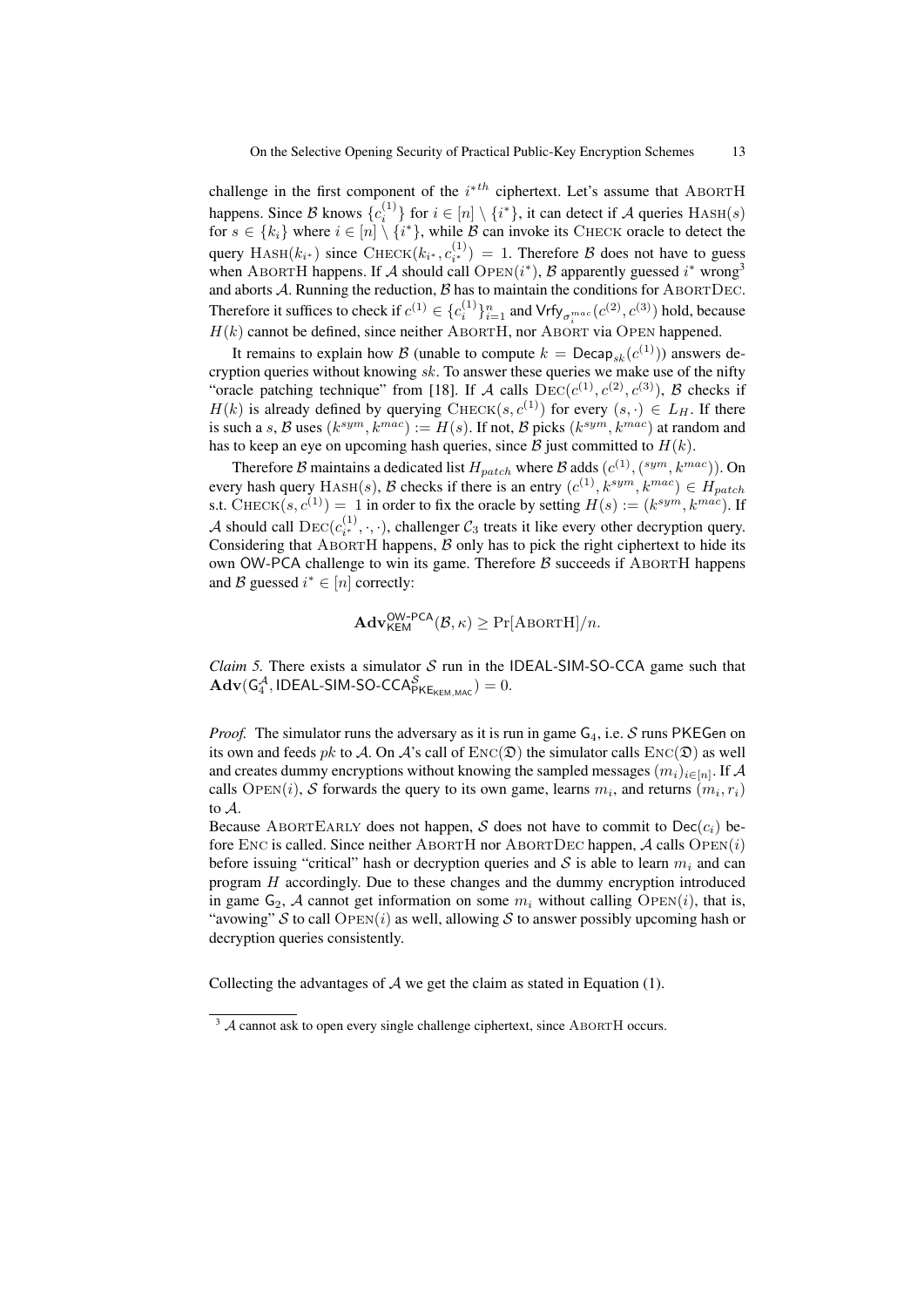challenge in the first component of the $i^{*th}$ ciphertext. Let's assume that AbortH happens. Since $\mathcal{B}$ knows $\{c_i^{(1)}\}$ for $i \in [n] \setminus \{i^*\}$, it can detect if $\mathcal{A}$ queries $\textsc{Hash}(s)$ for $s \in \{k_i\}$ where $i \in [n] \setminus \{i^*\}$, while $\mathcal{B}$ can invoke its Check oracle to detect the query $\textsc{Hash}(k_{i^*})$ since $\textsc{Check}(k_{i^*}, c_{i^*}^{(1)}) = 1$. Therefore $\mathcal{B}$ does not have to guess when AbortH happens. If $\mathcal{A}$ should call $\textsc{Open}(i^*)$, $\mathcal{B}$ apparently guessed $i^*$ wrong[3] and aborts $\mathcal{A}$. Running the reduction, $\mathcal{B}$ has to maintain the conditions for AbortDec. Therefore it suffices to check if $c^{(1)} \in \{c_i^{(1)}\}_{i=1}^n$ and $\mathsf{Vrfy}_{\sigma_i^{mac}}(c^{(2)}, c^{(3)})$ hold, because $H(k)$ cannot be defined, since neither AbortH, nor Abort via Open happened.

It remains to explain how $\mathcal{B}$ (unable to compute $k = \mathsf{Decap}_{sk}(c^{(1)})$) answers decryption queries without knowing $sk$. To answer these queries we make use of the nifty "oracle patching technique" from [18]. If $\mathcal{A}$ calls $\textsc{Dec}(c^{(1)}, c^{(2)}, c^{(3)})$, $\mathcal{B}$ checks if $H(k)$ is already defined by querying $\textsc{Check}(s, c^{(1)})$ for every $(s, \cdot) \in L_H$. If there is such a $s$, $\mathcal{B}$ uses $(k^{sym}, k^{mac}) := H(s)$. If not, $\mathcal{B}$ picks $(k^{sym}, k^{mac})$ at random and has to keep an eye on upcoming hash queries, since $\mathcal{B}$ just committed to $H(k)$.

Therefore $\mathcal{B}$ maintains a dedicated list $H_{patch}$ where $\mathcal{B}$ adds $(c^{(1)}, (^{sym}, k^{mac}))$. On every hash query $\textsc{Hash}(s)$, $\mathcal{B}$ checks if there is an entry $(c^{(1)}, k^{sym}, k^{mac}) \in H_{patch}$ s.t. $\textsc{Check}(s, c^{(1)}) = 1$ in order to fix the oracle by setting $H(s) := (k^{sym}, k^{mac})$. If $\mathcal{A}$ should call $\textsc{Dec}(c_{i^*}^{(1)}, \cdot, \cdot)$, challenger $\mathcal{C}_3$ treats it like every other decryption query. Considering that AbortH happens, $\mathcal{B}$ only has to pick the right ciphertext to hide its own OW-PCA challenge to win its game. Therefore $\mathcal{B}$ succeeds if AbortH happens and $\mathcal{B}$ guessed $i^* \in [n]$ correctly:

$$\mathbf{Adv}_{\mathsf{KEM}}^{\mathsf{OW\text{-}PCA}}(\mathcal{B}, \kappa) \geq \Pr[\textsc{AbortH}]/n.$$

*Claim 5.* There exists a simulator $\mathcal{S}$ run in the IDEAL-SIM-SO-CCA game such that $\mathbf{Adv}(\mathsf{G}_4^{\mathcal{A}}, \mathsf{IDEAL\text{-}SIM\text{-}SO\text{-}CCA}^{\mathcal{S}}_{\mathsf{PKE}_{\mathsf{KEM,MAC}}}) = 0$.

*Proof.* The simulator runs the adversary as it is run in game $\mathsf{G}_4$, i.e. $\mathcal{S}$ runs PKEGen on its own and feeds $pk$ to $\mathcal{A}$. On $\mathcal{A}$'s call of $\textsc{Enc}(\mathfrak{D})$ the simulator calls $\textsc{Enc}(\mathfrak{D})$ as well and creates dummy encryptions without knowing the sampled messages $(m_i)_{i \in [n]}$. If $\mathcal{A}$ calls $\textsc{Open}(i)$, $\mathcal{S}$ forwards the query to its own game, learns $m_i$, and returns $(m_i, r_i)$ to $\mathcal{A}$.
Because AbortEarly does not happen, $\mathcal{S}$ does not have to commit to $\mathsf{Dec}(c_i)$ before Enc is called. Since neither AbortH nor AbortDec happen, $\mathcal{A}$ calls $\textsc{Open}(i)$ before issuing "critical" hash or decryption queries and $\mathcal{S}$ is able to learn $m_i$ and can program $H$ accordingly. Due to these changes and the dummy encryption introduced in game $\mathsf{G}_2$, $\mathcal{A}$ cannot get information on some $m_i$ without calling $\textsc{Open}(i)$, that is, "avowing" $\mathcal{S}$ to call $\textsc{Open}(i)$ as well, allowing $\mathcal{S}$ to answer possibly upcoming hash or decryption queries consistently.

Collecting the advantages of $\mathcal{A}$ we get the claim as stated in Equation (1).

[3] $\mathcal{A}$ cannot ask to open every single challenge ciphertext, since AbortH occurs.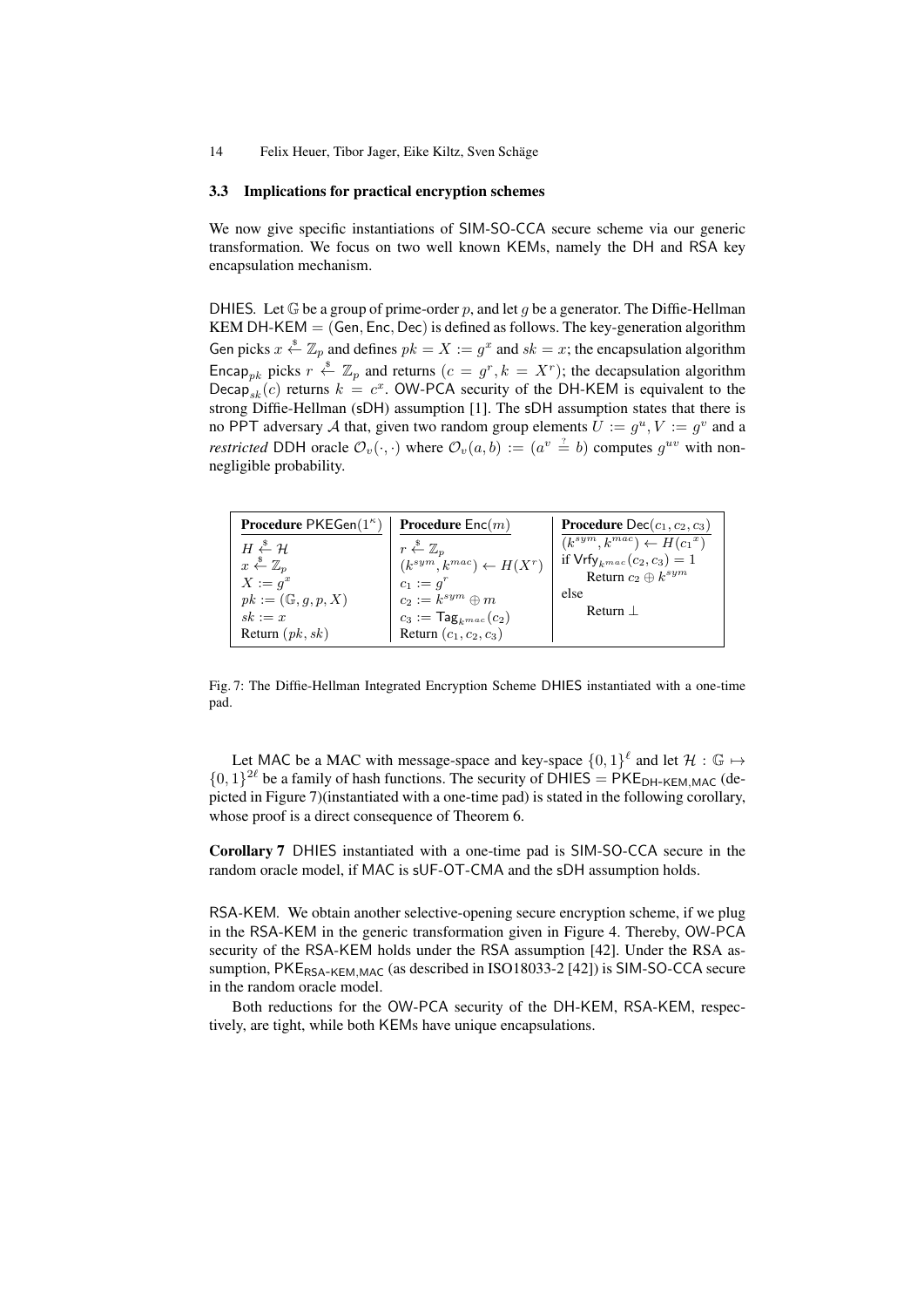### 3.3 Implications for practical encryption schemes

We now give specific instantiations of SIM-SO-CCA secure scheme via our generic transformation. We focus on two well known KEMs, namely the DH and RSA key encapsulation mechanism.

DHIES. Let $\mathbb{G}$ be a group of prime-order $p$, and let $g$ be a generator. The Diffie-Hellman KEM DH-KEM = (Gen, Enc, Dec) is defined as follows. The key-generation algorithm Gen picks $x \xleftarrow{\$} \mathbb{Z}_p$ and defines $pk = X := g^x$ and $sk = x$; the encapsulation algorithm $\mathsf{Encap}_{pk}$ picks $r \xleftarrow{\$} \mathbb{Z}_p$ and returns ($c = g^r, k = X^r$); the decapsulation algorithm $\mathsf{Decap}_{sk}(c)$ returns $k = c^x$. OW-PCA security of the DH-KEM is equivalent to the strong Diffie-Hellman (sDH) assumption [1]. The sDH assumption states that there is no PPT adversary $\mathcal{A}$ that, given two random group elements $U := g^u, V := g^v$ and a *restricted* DDH oracle $\mathcal{O}_v(\cdot, \cdot)$ where $\mathcal{O}_v(a, b) := (a^v \stackrel{?}{=} b)$ computes $g^{uv}$ with non-negligible probability.

| **Procedure** $\mathsf{PKEGen}(1^\kappa)$ | **Procedure** $\mathsf{Enc}(m)$ | **Procedure** $\mathsf{Dec}(c_1, c_2, c_3)$ |
|---|---|---|
| $H \xleftarrow{\$} \mathcal{H}$ | $r \xleftarrow{\$} \mathbb{Z}_p$ | $(k^{sym}, k^{mac}) \leftarrow H(c_1{}^x)$ |
| $x \xleftarrow{\$} \mathbb{Z}_p$ | $(k^{sym}, k^{mac}) \leftarrow H(X^r)$ | if $\mathsf{Vrfy}_{k^{mac}}(c_2, c_3) = 1$ |
| $X := g^x$ | $c_1 := g^r$ | Return $c_2 \oplus k^{sym}$ |
| $pk := (\mathbb{G}, g, p, X)$ | $c_2 := k^{sym} \oplus m$ | else |
| $sk := x$ | $c_3 := \mathsf{Tag}_{k^{mac}}(c_2)$ | Return $\perp$ |
| Return $(pk, sk)$ | Return $(c_1, c_2, c_3)$ | |

Fig. 7: The Diffie-Hellman Integrated Encryption Scheme DHIES instantiated with a one-time pad.

Let MAC be a MAC with message-space and key-space $\{0, 1\}^\ell$ and let $\mathcal{H} : \mathbb{G} \mapsto \{0, 1\}^{2\ell}$ be a family of hash functions. The security of DHIES = $\mathsf{PKE}_{\mathsf{DH\text{-}KEM,MAC}}$ (depicted in Figure 7)(instantiated with a one-time pad) is stated in the following corollary, whose proof is a direct consequence of Theorem 6.

**Corollary 7** DHIES instantiated with a one-time pad is SIM-SO-CCA secure in the random oracle model, if MAC is sUF-OT-CMA and the sDH assumption holds.

RSA-KEM. We obtain another selective-opening secure encryption scheme, if we plug in the RSA-KEM in the generic transformation given in Figure 4. Thereby, OW-PCA security of the RSA-KEM holds under the RSA assumption [42]. Under the RSA assumption, $\mathsf{PKE}_{\mathsf{RSA\text{-}KEM,MAC}}$ (as described in ISO18033-2 [42]) is SIM-SO-CCA secure in the random oracle model.

Both reductions for the OW-PCA security of the DH-KEM, RSA-KEM, respectively, are tight, while both KEMs have unique encapsulations.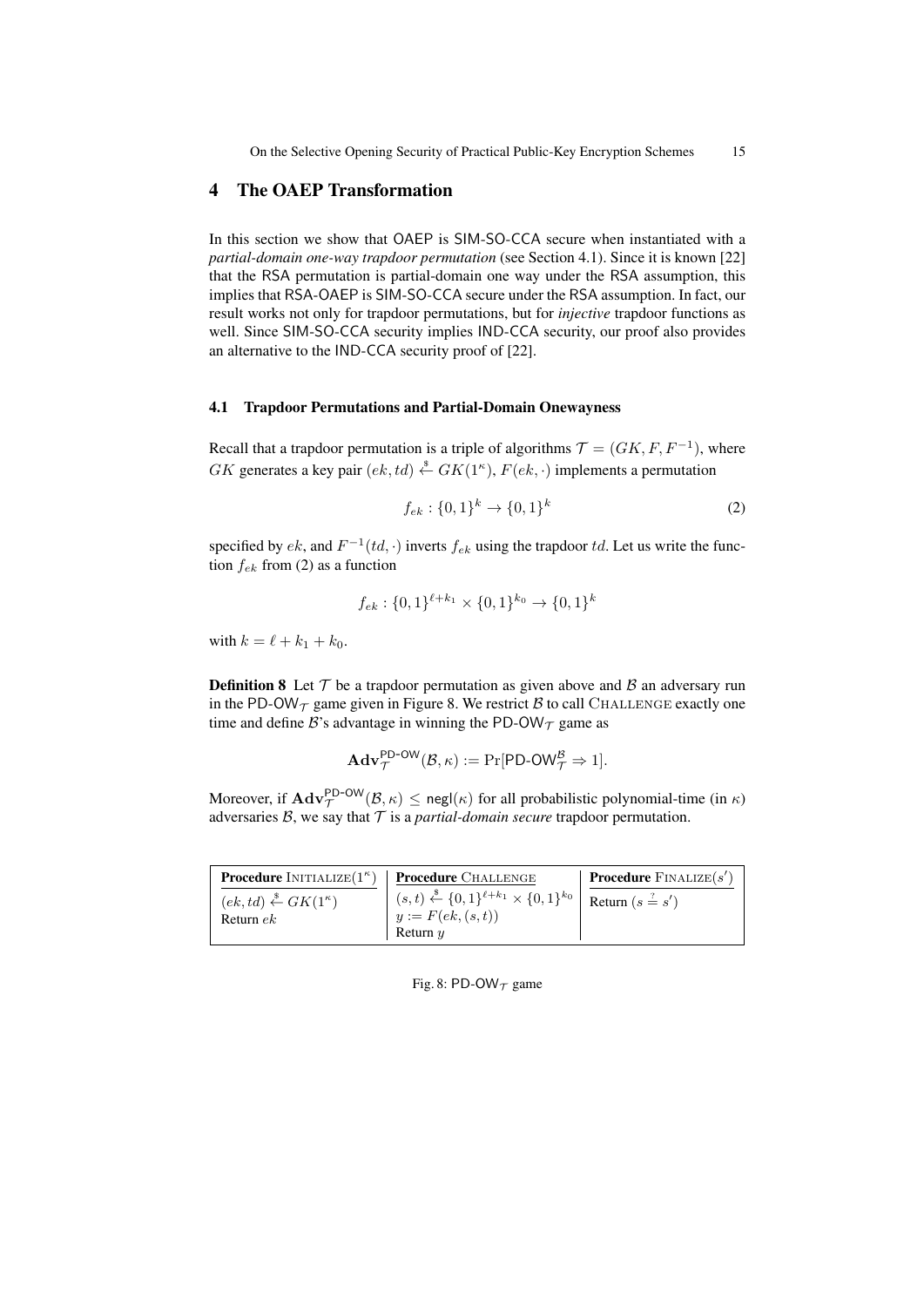## 4 The OAEP Transformation

In this section we show that OAEP is SIM-SO-CCA secure when instantiated with a *partial-domain one-way trapdoor permutation* (see Section 4.1). Since it is known [22] that the RSA permutation is partial-domain one way under the RSA assumption, this implies that RSA-OAEP is SIM-SO-CCA secure under the RSA assumption. In fact, our result works not only for trapdoor permutations, but for *injective* trapdoor functions as well. Since SIM-SO-CCA security implies IND-CCA security, our proof also provides an alternative to the IND-CCA security proof of [22].

### 4.1 Trapdoor Permutations and Partial-Domain Onewayness

Recall that a trapdoor permutation is a triple of algorithms $\mathcal{T} = (GK, F, F^{-1})$, where $GK$ generates a key pair $(ek, td) \xleftarrow{\$} GK(1^\kappa)$, $F(ek, \cdot)$ implements a permutation

$$f_{ek} : \{0,1\}^k \to \{0,1\}^k \tag{2}$$

specified by $ek$, and $F^{-1}(td, \cdot)$ inverts $f_{ek}$ using the trapdoor $td$. Let us write the function $f_{ek}$ from (2) as a function

$$f_{ek} : \{0,1\}^{\ell+k_1} \times \{0,1\}^{k_0} \to \{0,1\}^k$$

with $k = \ell + k_1 + k_0$.

**Definition 8** Let $\mathcal{T}$ be a trapdoor permutation as given above and $\mathcal{B}$ an adversary run in the $\mathsf{PD\text{-}OW}_{\mathcal{T}}$ game given in Figure 8. We restrict $\mathcal{B}$ to call CHALLENGE exactly one time and define $\mathcal{B}$'s advantage in winning the $\mathsf{PD\text{-}OW}_{\mathcal{T}}$ game as

$$\mathbf{Adv}^{\mathsf{PD\text{-}OW}}_{\mathcal{T}}(\mathcal{B}, \kappa) := \Pr[\mathsf{PD\text{-}OW}^{\mathcal{B}}_{\mathcal{T}} \Rightarrow 1].$$

Moreover, if $\mathbf{Adv}^{\mathsf{PD\text{-}OW}}_{\mathcal{T}}(\mathcal{B}, \kappa) \leq \mathsf{negl}(\kappa)$ for all probabilistic polynomial-time (in $\kappa$) adversaries $\mathcal{B}$, we say that $\mathcal{T}$ is a *partial-domain secure* trapdoor permutation.

| **Procedure** INITIALIZE$(1^\kappa)$ | **Procedure** CHALLENGE | **Procedure** FINALIZE$(s')$ |
|---|---|---|
| $(ek, td) \xleftarrow{\$} GK(1^\kappa)$ <br> Return $ek$ | $(s, t) \xleftarrow{\$} \{0,1\}^{\ell+k_1} \times \{0,1\}^{k_0}$ <br> $y := F(ek, (s, t))$ <br> Return $y$ | Return $(s \stackrel{?}{=} s')$ |

Fig. 8: $\mathsf{PD\text{-}OW}_{\mathcal{T}}$ game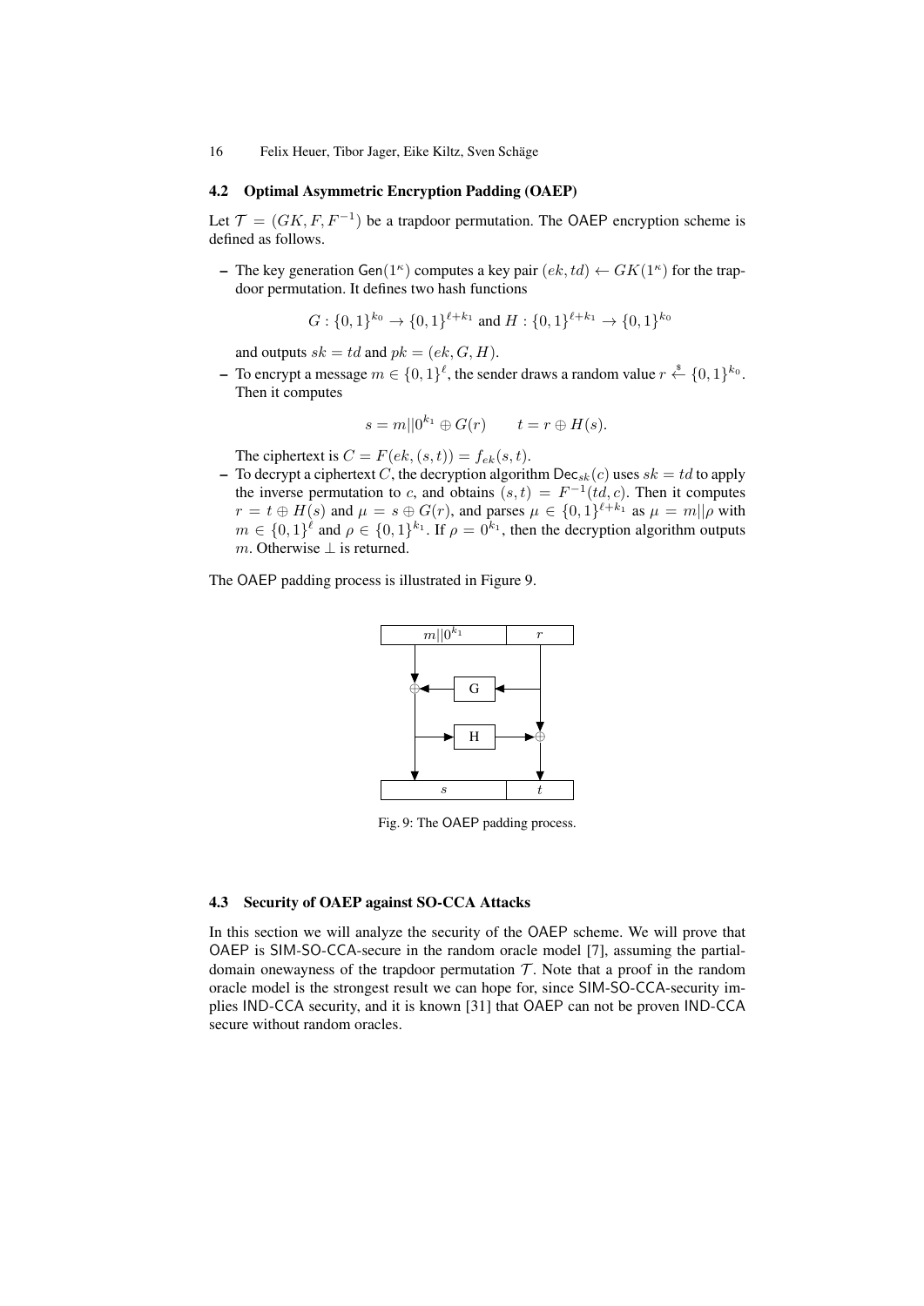### 4.2 Optimal Asymmetric Encryption Padding (OAEP)

Let $\mathcal{T} = (GK, F, F^{-1})$ be a trapdoor permutation. The OAEP encryption scheme is defined as follows.

- The key generation $\mathsf{Gen}(1^\kappa)$ computes a key pair $(ek, td) \leftarrow GK(1^\kappa)$ for the trapdoor permutation. It defines two hash functions

$$G : \{0,1\}^{k_0} \to \{0,1\}^{\ell+k_1} \text{ and } H : \{0,1\}^{\ell+k_1} \to \{0,1\}^{k_0}$$

and outputs $sk = td$ and $pk = (ek, G, H)$.

- To encrypt a message $m \in \{0,1\}^\ell$, the sender draws a random value $r \xleftarrow{\$} \{0,1\}^{k_0}$. Then it computes

$$s = m||0^{k_1} \oplus G(r) \qquad t = r \oplus H(s).$$

The ciphertext is $C = F(ek, (s,t)) = f_{ek}(s,t)$.

- To decrypt a ciphertext $C$, the decryption algorithm $\mathsf{Dec}_{sk}(c)$ uses $sk = td$ to apply the inverse permutation to $c$, and obtains $(s,t) = F^{-1}(td, c)$. Then it computes $r = t \oplus H(s)$ and $\mu = s \oplus G(r)$, and parses $\mu \in \{0,1\}^{\ell+k_1}$ as $\mu = m||\rho$ with $m \in \{0,1\}^\ell$ and $\rho \in \{0,1\}^{k_1}$. If $\rho = 0^{k_1}$, then the decryption algorithm outputs $m$. Otherwise $\perp$ is returned.

The OAEP padding process is illustrated in Figure 9.

Fig. 9: The OAEP padding process.

### 4.3 Security of OAEP against SO-CCA Attacks

In this section we will analyze the security of the OAEP scheme. We will prove that OAEP is SIM-SO-CCA-secure in the random oracle model [7], assuming the partial-domain onewayness of the trapdoor permutation $\mathcal{T}$. Note that a proof in the random oracle model is the strongest result we can hope for, since SIM-SO-CCA-security implies IND-CCA security, and it is known [31] that OAEP can not be proven IND-CCA secure without random oracles.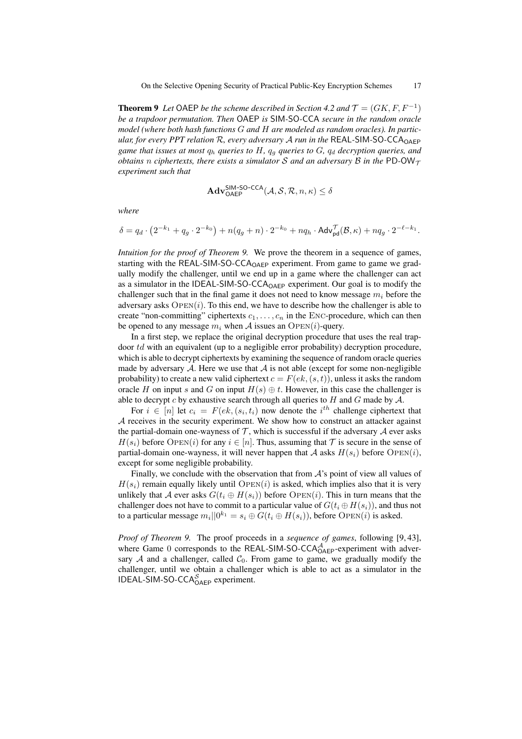**Theorem 9** *Let* OAEP *be the scheme described in Section 4.2 and $\mathcal{T} = (GK, F, F^{-1})$ be a trapdoor permutation. Then* OAEP *is* SIM-SO-CCA *secure in the random oracle model (where both hash functions $G$ and $H$ are modeled as random oracles). In particular, for every PPT relation $\mathcal{R}$, every adversary $\mathcal{A}$ run in the* $\mathsf{REAL\text{-}SIM\text{-}SO\text{-}CCA_{OAEP}}$ *game that issues at most $q_h$ queries to $H$, $q_g$ queries to $G$, $q_d$ decryption queries, and obtains $n$ ciphertexts, there exists a simulator $\mathcal{S}$ and an adversary $\mathcal{B}$ in the* $\mathsf{PD\text{-}OW}_{\mathcal{T}}$ *experiment such that*

$$\mathbf{Adv}^{\mathsf{SIM\text{-}SO\text{-}CCA}}_{\mathsf{OAEP}}(\mathcal{A}, \mathcal{S}, \mathcal{R}, n, \kappa) \leq \delta$$

*where*

$$\delta = q_d \cdot \left(2^{-k_1} + q_g \cdot 2^{-k_0}\right) + n(q_g + n) \cdot 2^{-k_0} + nq_h \cdot \mathsf{Adv}^{\mathcal{T}}_{\mathsf{pd}}(\mathcal{B}, \kappa) + nq_g \cdot 2^{-\ell - k_1}.$$

*Intuition for the proof of Theorem 9.* We prove the theorem in a sequence of games, starting with the $\mathsf{REAL\text{-}SIM\text{-}SO\text{-}CCA_{OAEP}}$ experiment. From game to game we gradually modify the challenger, until we end up in a game where the challenger can act as a simulator in the $\mathsf{IDEAL\text{-}SIM\text{-}SO\text{-}CCA_{OAEP}}$ experiment. Our goal is to modify the challenger such that in the final game it does not need to know message $m_i$ before the adversary asks $\textsc{Open}(i)$. To this end, we have to describe how the challenger is able to create "non-committing" ciphertexts $c_1, \ldots, c_n$ in the $\textsc{Enc}$-procedure, which can then be opened to any message $m_i$ when $\mathcal{A}$ issues an $\textsc{Open}(i)$-query.

In a first step, we replace the original decryption procedure that uses the real trapdoor $td$ with an equivalent (up to a negligible error probability) decryption procedure, which is able to decrypt ciphertexts by examining the sequence of random oracle queries made by adversary $\mathcal{A}$. Here we use that $\mathcal{A}$ is not able (except for some non-negligible probability) to create a new valid ciphertext $c = F(ek, (s, t))$, unless it asks the random oracle $H$ on input $s$ and $G$ on input $H(s) \oplus t$. However, in this case the challenger is able to decrypt $c$ by exhaustive search through all queries to $H$ and $G$ made by $\mathcal{A}$.

For $i \in [n]$ let $c_i = F(ek, (s_i, t_i))$ now denote the $i^{th}$ challenge ciphertext that $\mathcal{A}$ receives in the security experiment. We show how to construct an attacker against the partial-domain one-wayness of $\mathcal{T}$, which is successful if the adversary $\mathcal{A}$ ever asks $H(s_i)$ before $\textsc{Open}(i)$ for any $i \in [n]$. Thus, assuming that $\mathcal{T}$ is secure in the sense of partial-domain one-wayness, it will never happen that $\mathcal{A}$ asks $H(s_i)$ before $\textsc{Open}(i)$, except for some negligible probability.

Finally, we conclude with the observation that from $\mathcal{A}$'s point of view all values of $H(s_i)$ remain equally likely until $\textsc{Open}(i)$ is asked, which implies also that it is very unlikely that $\mathcal{A}$ ever asks $G(t_i \oplus H(s_i))$ before $\textsc{Open}(i)$. This in turn means that the challenger does not have to commit to a particular value of $G(t_i \oplus H(s_i))$, and thus not to a particular message $m_i || 0^{k_1} = s_i \oplus G(t_i \oplus H(s_i))$, before $\textsc{Open}(i)$ is asked.

*Proof of Theorem 9.* The proof proceeds in a *sequence of games*, following [9, 43], where Game 0 corresponds to the $\mathsf{REAL\text{-}SIM\text{-}SO\text{-}CCA^{\mathcal{A}}_{OAEP}}$-experiment with adversary $\mathcal{A}$ and a challenger, called $\mathcal{C}_0$. From game to game, we gradually modify the challenger, until we obtain a challenger which is able to act as a simulator in the $\mathsf{IDEAL\text{-}SIM\text{-}SO\text{-}CCA^{\mathcal{S}}_{OAEP}}$ experiment.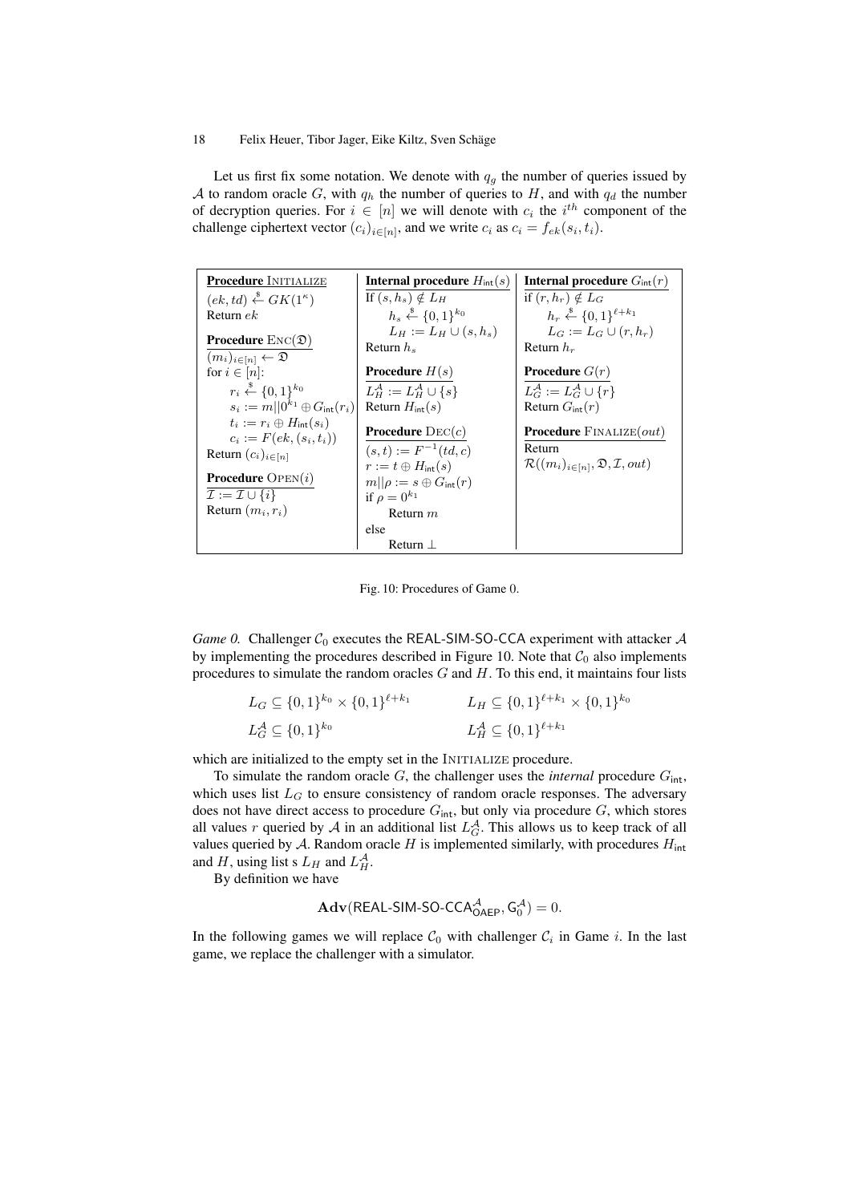Let us first fix some notation. We denote with $q_g$ the number of queries issued by $\mathcal{A}$ to random oracle $G$, with $q_h$ the number of queries to $H$, and with $q_d$ the number of decryption queries. For $i \in [n]$ we will denote with $c_i$ the $i^{th}$ component of the challenge ciphertext vector $(c_i)_{i\in[n]}$, and we write $c_i$ as $c_i = f_{ek}(s_i, t_i)$.

```
Procedure INITIALIZE                 | Internal procedure H_int(s)   | Internal procedure G_int(r)
(ek, td) <-$ GK(1^κ)                 | If (s, h_s) ∉ L_H             | if (r, h_r) ∉ L_G
Return ek                            |     h_s <-$ {0,1}^{k0}        |     h_r <-$ {0,1}^{ℓ+k1}
                                     |     L_H := L_H ∪ (s, h_s)     |     L_G := L_G ∪ (r, h_r)
Procedure ENC(𝔇)                     | Return h_s                    | Return h_r
(m_i)_{i∈[n]} <- 𝔇                   |                               |
for i ∈ [n]:                         | Procedure H(s)                | Procedure G(r)
    r_i <-$ {0,1}^{k0}               | L_H^A := L_H^A ∪ {s}          | L_G^A := L_G^A ∪ {r}
    s_i := m||0^{k1} ⊕ G_int(r_i)    | Return H_int(s)               | Return G_int(r)
    t_i := r_i ⊕ H_int(s_i)          |                               |
    c_i := F(ek, (s_i, t_i))         | Procedure DEC(c)              | Procedure FINALIZE(out)
Return (c_i)_{i∈[n]}                 | (s, t) := F^{-1}(td, c)       | Return
                                     | r := t ⊕ H_int(s)             | R((m_i)_{i∈[n]}, 𝔇, I, out)
Procedure OPEN(i)                    | m||ρ := s ⊕ G_int(r)          |
I := I ∪ {i}                         | if ρ = 0^{k1}                 |
Return (m_i, r_i)                    |     Return m                  |
                                     | else                          |
                                     |     Return ⊥                  |
```

Fig. 10: Procedures of Game 0.

*Game 0.* Challenger $\mathcal{C}_0$ executes the REAL-SIM-SO-CCA experiment with attacker $\mathcal{A}$ by implementing the procedures described in Figure 10. Note that $\mathcal{C}_0$ also implements procedures to simulate the random oracles $G$ and $H$. To this end, it maintains four lists

$$L_G \subseteq \{0,1\}^{k_0} \times \{0,1\}^{\ell+k_1} \qquad L_H \subseteq \{0,1\}^{\ell+k_1} \times \{0,1\}^{k_0}$$
$$L_G^{\mathcal{A}} \subseteq \{0,1\}^{k_0} \qquad L_H^{\mathcal{A}} \subseteq \{0,1\}^{\ell+k_1}$$

which are initialized to the empty set in the INITIALIZE procedure.

To simulate the random oracle $G$, the challenger uses the *internal* procedure $G_{\mathsf{int}}$, which uses list $L_G$ to ensure consistency of random oracle responses. The adversary does not have direct access to procedure $G_{\mathsf{int}}$, but only via procedure $G$, which stores all values $r$ queried by $\mathcal{A}$ in an additional list $L_G^{\mathcal{A}}$. This allows us to keep track of all values queried by $\mathcal{A}$. Random oracle $H$ is implemented similarly, with procedures $H_{\mathsf{int}}$ and $H$, using list s $L_H$ and $L_H^{\mathcal{A}}$.

By definition we have

$$\mathbf{Adv}(\mathsf{REAL\text{-}SIM\text{-}SO\text{-}CCA}^{\mathcal{A}}_{\mathsf{OAEP}}, \mathsf{G}_0^{\mathcal{A}}) = 0.$$

In the following games we will replace $\mathcal{C}_0$ with challenger $\mathcal{C}_i$ in Game $i$. In the last game, we replace the challenger with a simulator.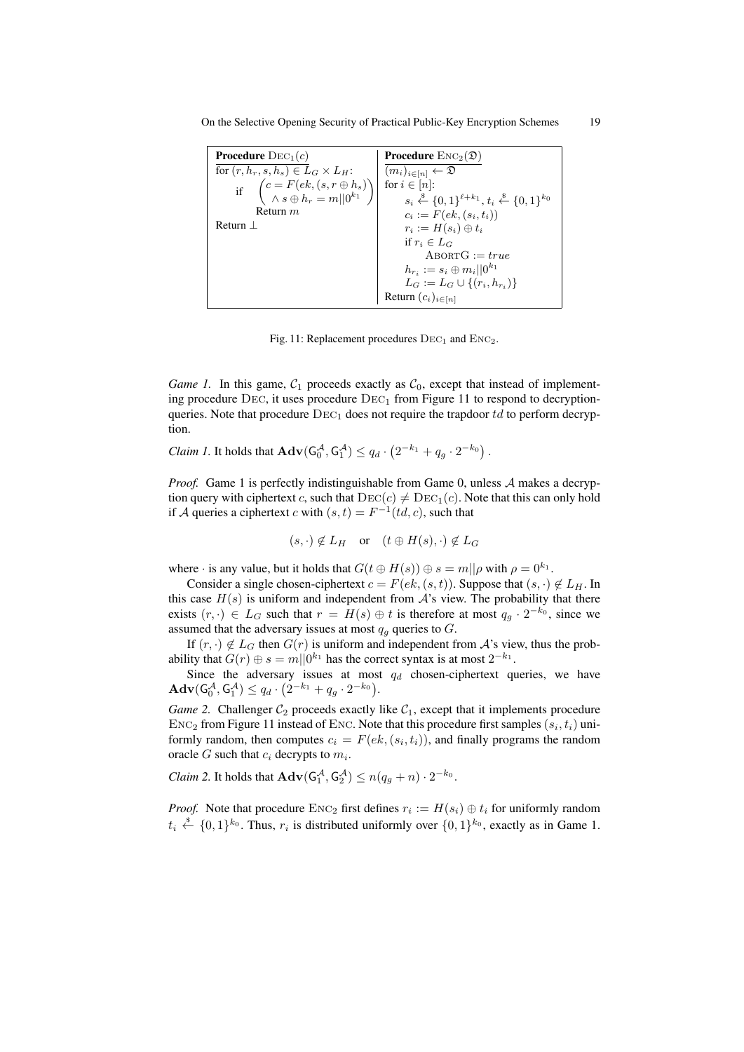| **Procedure** $\text{DEC}_1(c)$ | **Procedure** $\text{ENC}_2(\mathfrak{D})$ |
|---|---|
| for $(r, h_r, s, h_s) \in L_G \times L_H$: | $(m_i)_{i \in [n]} \leftarrow \mathfrak{D}$ |
| if $\begin{pmatrix} c = F(ek, (s, r \oplus h_s)) \\ \wedge\, s \oplus h_r = m \Vert 0^{k_1} \end{pmatrix}$ | for $i \in [n]$: |
| Return $m$ | $s_i \xleftarrow{\$} \{0,1\}^{\ell+k_1}$, $t_i \xleftarrow{\$} \{0,1\}^{k_0}$ |
| Return $\perp$ | $c_i := F(ek, (s_i, t_i))$ |
| | $r_i := H(s_i) \oplus t_i$ |
| | if $r_i \in L_G$ |
| | $\text{ABORTG} := true$ |
| | $h_{r_i} := s_i \oplus m_i \Vert 0^{k_1}$ |
| | $L_G := L_G \cup \{(r_i, h_{r_i})\}$ |
| | Return $(c_i)_{i \in [n]}$ |

Fig. 11: Replacement procedures $\text{DEC}_1$ and $\text{ENC}_2$.

*Game 1.* In this game, $\mathcal{C}_1$ proceeds exactly as $\mathcal{C}_0$, except that instead of implementing procedure DEC, it uses procedure $\text{DEC}_1$ from Figure 11 to respond to decryption-queries. Note that procedure $\text{DEC}_1$ does not require the trapdoor $td$ to perform decryption.

*Claim 1.* It holds that $\mathbf{Adv}(\mathsf{G}_0^{\mathcal{A}}, \mathsf{G}_1^{\mathcal{A}}) \leq q_d \cdot \left(2^{-k_1} + q_g \cdot 2^{-k_0}\right)$.

*Proof.* Game 1 is perfectly indistinguishable from Game 0, unless $\mathcal{A}$ makes a decryption query with ciphertext $c$, such that $\text{DEC}(c) \neq \text{DEC}_1(c)$. Note that this can only hold if $\mathcal{A}$ queries a ciphertext $c$ with $(s, t) = F^{-1}(td, c)$, such that

$$(s, \cdot) \notin L_H \quad \text{or} \quad (t \oplus H(s), \cdot) \notin L_G$$

where $\cdot$ is any value, but it holds that $G(t \oplus H(s)) \oplus s = m \Vert \rho$ with $\rho = 0^{k_1}$.

Consider a single chosen-ciphertext $c = F(ek, (s, t))$. Suppose that $(s, \cdot) \notin L_H$. In this case $H(s)$ is uniform and independent from $\mathcal{A}$'s view. The probability that there exists $(r, \cdot) \in L_G$ such that $r = H(s) \oplus t$ is therefore at most $q_g \cdot 2^{-k_0}$, since we assumed that the adversary issues at most $q_g$ queries to $G$.

If $(r, \cdot) \notin L_G$ then $G(r)$ is uniform and independent from $\mathcal{A}$'s view, thus the probability that $G(r) \oplus s = m \Vert 0^{k_1}$ has the correct syntax is at most $2^{-k_1}$.

Since the adversary issues at most $q_d$ chosen-ciphertext queries, we have $\mathbf{Adv}(\mathsf{G}_0^{\mathcal{A}}, \mathsf{G}_1^{\mathcal{A}}) \leq q_d \cdot \left(2^{-k_1} + q_g \cdot 2^{-k_0}\right)$.

*Game 2.* Challenger $\mathcal{C}_2$ proceeds exactly like $\mathcal{C}_1$, except that it implements procedure $\text{ENC}_2$ from Figure 11 instead of ENC. Note that this procedure first samples $(s_i, t_i)$ uniformly random, then computes $c_i = F(ek, (s_i, t_i))$, and finally programs the random oracle $G$ such that $c_i$ decrypts to $m_i$.

*Claim 2.* It holds that $\mathbf{Adv}(\mathsf{G}_1^{\mathcal{A}}, \mathsf{G}_2^{\mathcal{A}}) \leq n(q_g + n) \cdot 2^{-k_0}$.

*Proof.* Note that procedure $\text{ENC}_2$ first defines $r_i := H(s_i) \oplus t_i$ for uniformly random $t_i \xleftarrow{\$} \{0,1\}^{k_0}$. Thus, $r_i$ is distributed uniformly over $\{0,1\}^{k_0}$, exactly as in Game 1.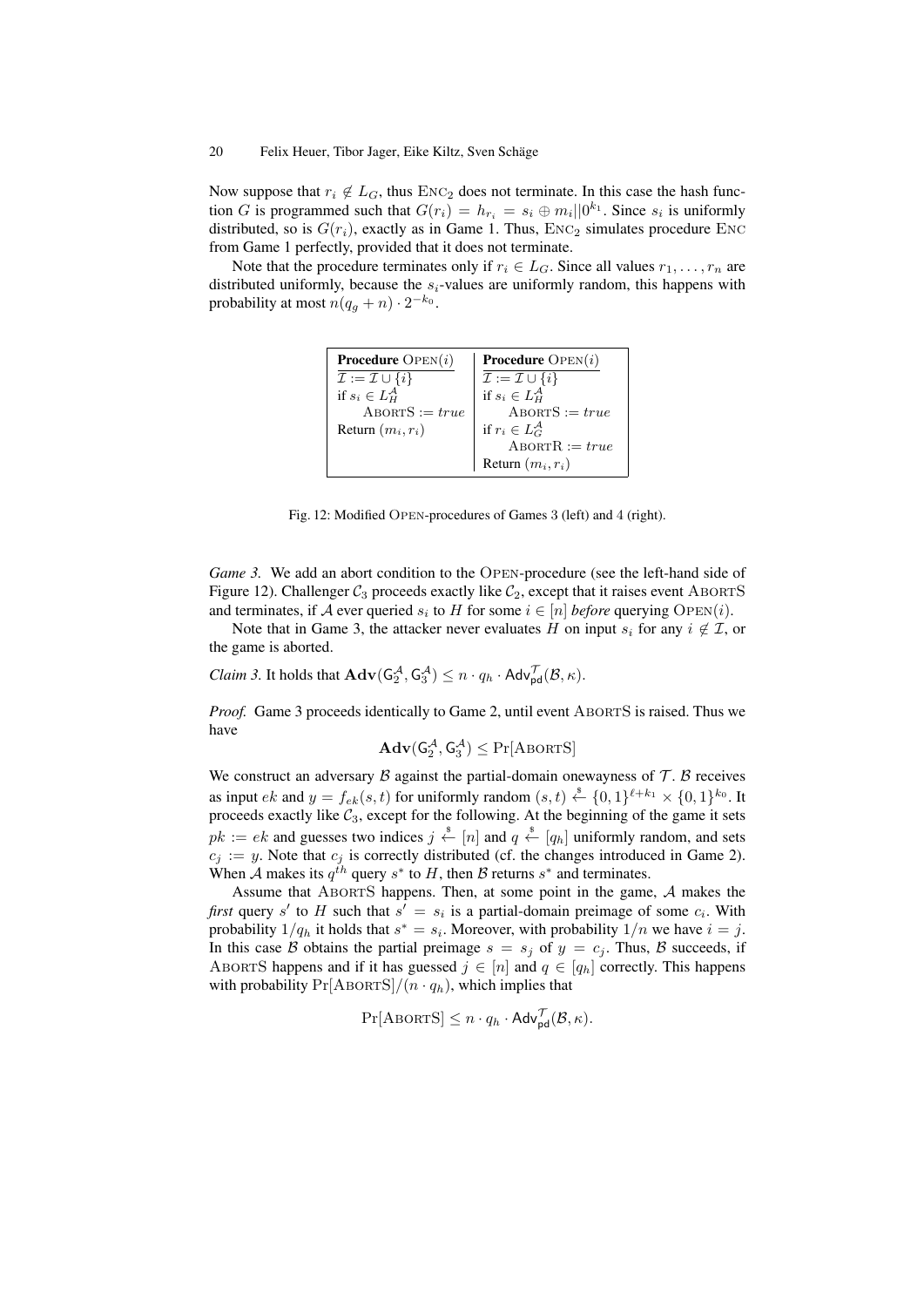Now suppose that $r_i \notin L_G$, thus $\text{Enc}_2$ does not terminate. In this case the hash function $G$ is programmed such that $G(r_i) = h_{r_i} = s_i \oplus m_i || 0^{k_1}$. Since $s_i$ is uniformly distributed, so is $G(r_i)$, exactly as in Game 1. Thus, $\text{Enc}_2$ simulates procedure $\text{Enc}$ from Game 1 perfectly, provided that it does not terminate.

Note that the procedure terminates only if $r_i \in L_G$. Since all values $r_1, \ldots, r_n$ are distributed uniformly, because the $s_i$-values are uniformly random, this happens with probability at most $n(q_g + n) \cdot 2^{-k_0}$.

| **Procedure** $\text{Open}(i)$ | **Procedure** $\text{Open}(i)$ |
|---|---|
| $\mathcal{I} := \mathcal{I} \cup \{i\}$ | $\mathcal{I} := \mathcal{I} \cup \{i\}$ |
| if $s_i \in L_H^{\mathcal{A}}$ | if $s_i \in L_H^{\mathcal{A}}$ |
| $\quad \text{AbortS} := true$ | $\quad \text{AbortS} := true$ |
| Return $(m_i, r_i)$ | if $r_i \in L_G^{\mathcal{A}}$ |
| | $\quad \text{AbortR} := true$ |
| | Return $(m_i, r_i)$ |

Fig. 12: Modified Open-procedures of Games 3 (left) and 4 (right).

*Game 3.* We add an abort condition to the Open-procedure (see the left-hand side of Figure 12). Challenger $\mathcal{C}_3$ proceeds exactly like $\mathcal{C}_2$, except that it raises event AbortS and terminates, if $\mathcal{A}$ ever queried $s_i$ to $H$ for some $i \in [n]$ *before* querying $\text{Open}(i)$.

Note that in Game 3, the attacker never evaluates $H$ on input $s_i$ for any $i \notin \mathcal{I}$, or the game is aborted.

*Claim 3.* It holds that $\mathbf{Adv}(\mathsf{G}_2^{\mathcal{A}}, \mathsf{G}_3^{\mathcal{A}}) \leq n \cdot q_h \cdot \mathsf{Adv}_{\mathsf{pd}}^{\mathcal{T}}(\mathcal{B}, \kappa)$.

*Proof.* Game 3 proceeds identically to Game 2, until event AbortS is raised. Thus we have

$$\mathbf{Adv}(\mathsf{G}_2^{\mathcal{A}}, \mathsf{G}_3^{\mathcal{A}}) \leq \Pr[\text{AbortS}]$$

We construct an adversary $\mathcal{B}$ against the partial-domain onewayness of $\mathcal{T}$. $\mathcal{B}$ receives as input $ek$ and $y = f_{ek}(s, t)$ for uniformly random $(s, t) \xleftarrow{\$} \{0,1\}^{\ell + k_1} \times \{0,1\}^{k_0}$. It proceeds exactly like $\mathcal{C}_3$, except for the following. At the beginning of the game it sets $pk := ek$ and guesses two indices $j \xleftarrow{\$} [n]$ and $q \xleftarrow{\$} [q_h]$ uniformly random, and sets $c_j := y$. Note that $c_j$ is correctly distributed (cf. the changes introduced in Game 2). When $\mathcal{A}$ makes its $q^{th}$ query $s^*$ to $H$, then $\mathcal{B}$ returns $s^*$ and terminates.

Assume that AbortS happens. Then, at some point in the game, $\mathcal{A}$ makes the *first* query $s'$ to $H$ such that $s' = s_i$ is a partial-domain preimage of some $c_i$. With probability $1/q_h$ it holds that $s^* = s_i$. Moreover, with probability $1/n$ we have $i = j$. In this case $\mathcal{B}$ obtains the partial preimage $s = s_j$ of $y = c_j$. Thus, $\mathcal{B}$ succeeds, if AbortS happens and if it has guessed $j \in [n]$ and $q \in [q_h]$ correctly. This happens with probability $\Pr[\text{AbortS}]/(n \cdot q_h)$, which implies that

$$\Pr[\text{AbortS}] \leq n \cdot q_h \cdot \mathsf{Adv}_{\mathsf{pd}}^{\mathcal{T}}(\mathcal{B}, \kappa).$$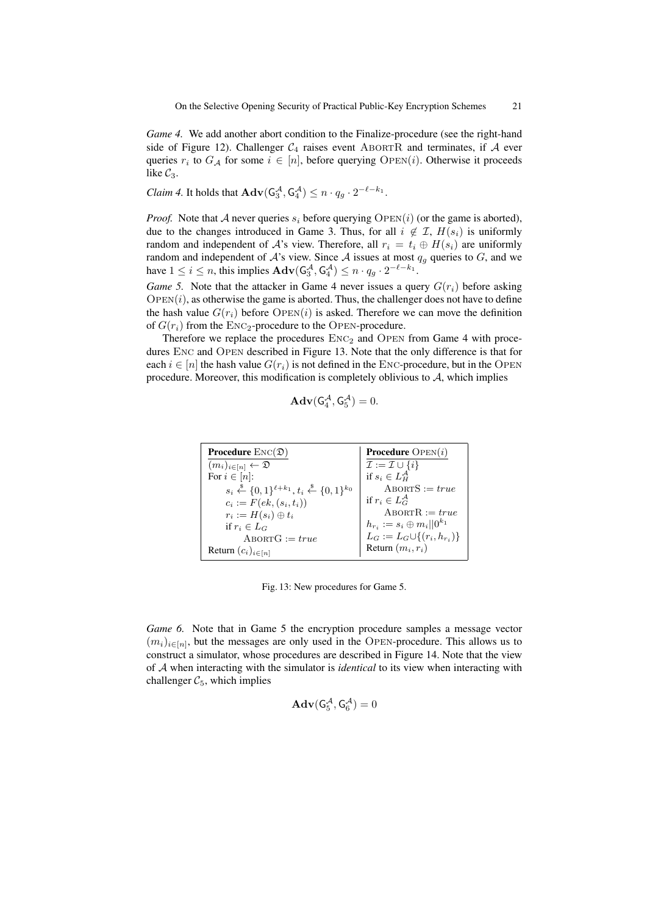*Game 4.* We add another abort condition to the Finalize-procedure (see the right-hand side of Figure 12). Challenger $\mathcal{C}_4$ raises event ABORTR and terminates, if $\mathcal{A}$ ever queries $r_i$ to $G_{\mathcal{A}}$ for some $i \in [n]$, before querying OPEN($i$). Otherwise it proceeds like $\mathcal{C}_3$.

*Claim 4.* It holds that $\mathbf{Adv}(\mathsf{G}_3^{\mathcal{A}}, \mathsf{G}_4^{\mathcal{A}}) \leq n \cdot q_g \cdot 2^{-\ell-k_1}$.

*Proof.* Note that $\mathcal{A}$ never queries $s_i$ before querying OPEN($i$) (or the game is aborted), due to the changes introduced in Game 3. Thus, for all $i \notin \mathcal{I}$, $H(s_i)$ is uniformly random and independent of $\mathcal{A}$'s view. Therefore, all $r_i = t_i \oplus H(s_i)$ are uniformly random and independent of $\mathcal{A}$'s view. Since $\mathcal{A}$ issues at most $q_g$ queries to $G$, and we have $1 \leq i \leq n$, this implies $\mathbf{Adv}(\mathsf{G}_3^{\mathcal{A}}, \mathsf{G}_4^{\mathcal{A}}) \leq n \cdot q_g \cdot 2^{-\ell-k_1}$.

*Game 5.* Note that the attacker in Game 4 never issues a query $G(r_i)$ before asking OPEN($i$), as otherwise the game is aborted. Thus, the challenger does not have to define the hash value $G(r_i)$ before OPEN($i$) is asked. Therefore we can move the definition of $G(r_i)$ from the ENC$_2$-procedure to the OPEN-procedure.

Therefore we replace the procedures ENC$_2$ and OPEN from Game 4 with procedures ENC and OPEN described in Figure 13. Note that the only difference is that for each $i \in [n]$ the hash value $G(r_i)$ is not defined in the ENC-procedure, but in the OPEN procedure. Moreover, this modification is completely oblivious to $\mathcal{A}$, which implies

$$\mathbf{Adv}(\mathsf{G}_4^{\mathcal{A}}, \mathsf{G}_5^{\mathcal{A}}) = 0.$$

| **Procedure** ENC($\mathfrak{D}$) | **Procedure** OPEN($i$) |
|---|---|
| $(m_i)_{i\in[n]} \leftarrow \mathfrak{D}$ | $\mathcal{I} := \mathcal{I} \cup \{i\}$ |
| For $i \in [n]$: | if $s_i \in L_H^{\mathcal{A}}$ |
| $\quad s_i \xleftarrow{\$} \{0,1\}^{\ell+k_1}, t_i \xleftarrow{\$} \{0,1\}^{k_0}$ | $\quad$ ABORTS $:= true$ |
| $\quad c_i := F(ek, (s_i, t_i))$ | if $r_i \in L_G^{\mathcal{A}}$ |
| $\quad r_i := H(s_i) \oplus t_i$ | $\quad$ ABORTR $:= true$ |
| $\quad$ if $r_i \in L_G$ | $h_{r_i} := s_i \oplus m_i \| 0^{k_1}$ |
| $\quad\quad$ ABORTG $:= true$ | $L_G := L_G \cup \{(r_i, h_{r_i})\}$ |
| Return $(c_i)_{i\in[n]}$ | Return $(m_i, r_i)$ |

Fig. 13: New procedures for Game 5.

*Game 6.* Note that in Game 5 the encryption procedure samples a message vector $(m_i)_{i\in[n]}$, but the messages are only used in the OPEN-procedure. This allows us to construct a simulator, whose procedures are described in Figure 14. Note that the view of $\mathcal{A}$ when interacting with the simulator is *identical* to its view when interacting with challenger $\mathcal{C}_5$, which implies

$$\mathbf{Adv}(\mathsf{G}_5^{\mathcal{A}}, \mathsf{G}_6^{\mathcal{A}}) = 0$$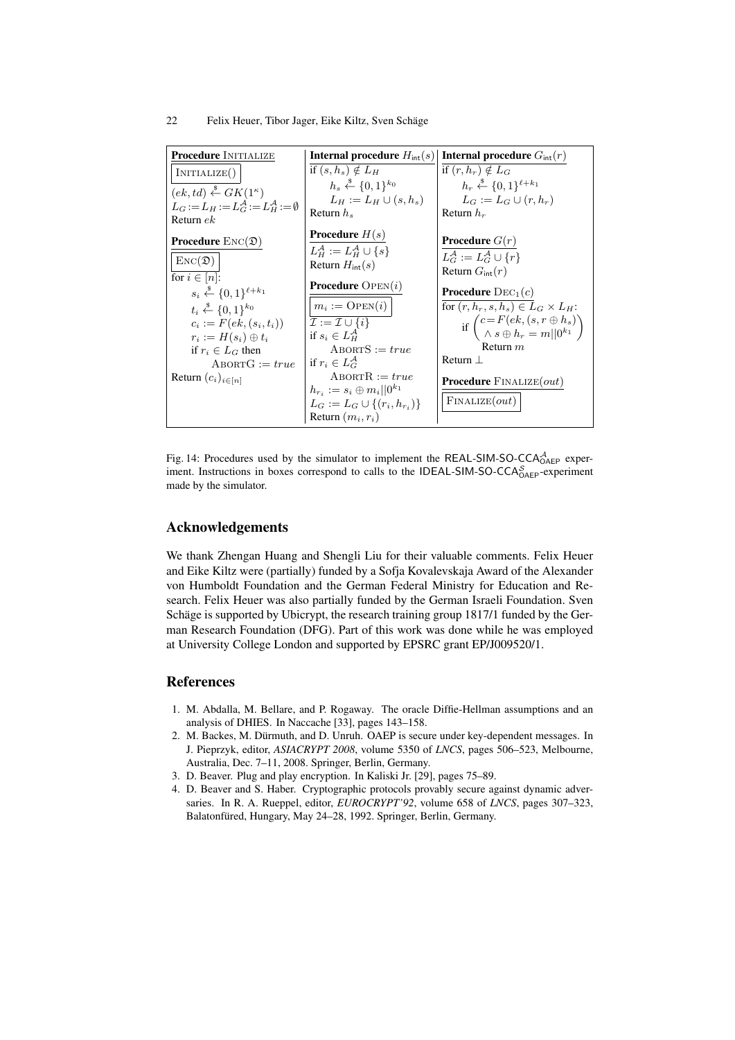**Procedure** $\textsc{Initialize}$

$\boxed{\textsc{Initialize}()}$

$(ek, td) \xleftarrow{\$} GK(1^\kappa)$

$L_G := L_H := L_G^{\mathcal{A}} := L_H^{\mathcal{A}} := \emptyset$

Return $ek$

**Procedure** $\textsc{Enc}(\mathfrak{D})$

$\boxed{\textsc{Enc}(\mathfrak{D})}$

for $i \in [n]$:

  $s_i \xleftarrow{\$} \{0,1\}^{\ell+k_1}$

  $t_i \xleftarrow{\$} \{0,1\}^{k_0}$

  $c_i := F(ek, (s_i, t_i))$

  $r_i := H(s_i) \oplus t_i$

  if $r_i \in L_G$ then

    $\textsc{AbortG} := true$

Return $(c_i)_{i\in[n]}$

**Internal procedure** $H_{\mathsf{int}}(s)$

if $(s, h_s) \notin L_H$

  $h_s \xleftarrow{\$} \{0,1\}^{k_0}$

  $L_H := L_H \cup (s, h_s)$

Return $h_s$

**Procedure** $H(s)$

$L_H^{\mathcal{A}} := L_H^{\mathcal{A}} \cup \{s\}$

Return $H_{\mathsf{int}}(s)$

**Procedure** $\textsc{Open}(i)$

$\boxed{m_i := \textsc{Open}(i)}$

$\mathcal{I} := \mathcal{I} \cup \{i\}$

if $s_i \in L_H^{\mathcal{A}}$

  $\textsc{AbortS} := true$

if $r_i \in L_G^{\mathcal{A}}$

  $\textsc{AbortR} := true$

$h_{r_i} := s_i \oplus m_i || 0^{k_1}$

$L_G := L_G \cup \{(r_i, h_{r_i})\}$

Return $(m_i, r_i)$

**Internal procedure** $G_{\mathsf{int}}(r)$

if $(r, h_r) \notin L_G$

  $h_r \xleftarrow{\$} \{0,1\}^{\ell+k_1}$

  $L_G := L_G \cup (r, h_r)$

Return $h_r$

**Procedure** $G(r)$

$L_G^{\mathcal{A}} := L_G^{\mathcal{A}} \cup \{r\}$

Return $G_{\mathsf{int}}(r)$

**Procedure** $\textsc{Dec}_1(c)$

for $(r, h_r, s, h_s) \in L_G \times L_H$:

  if $\begin{pmatrix} c = F(ek, (s, r \oplus h_s)) \\ \wedge\, s \oplus h_r = m || 0^{k_1} \end{pmatrix}$

    Return $m$

Return $\perp$

**Procedure** $\textsc{Finalize}(out)$

$\boxed{\textsc{Finalize}(out)}$

Fig. 14: Procedures used by the simulator to implement the $\mathsf{REAL\text{-}SIM\text{-}SO\text{-}CCA}^{\mathcal{A}}_{\mathsf{OAEP}}$ experiment. Instructions in boxes correspond to calls to the $\mathsf{IDEAL\text{-}SIM\text{-}SO\text{-}CCA}^{\mathcal{S}}_{\mathsf{OAEP}}$-experiment made by the simulator.

## Acknowledgements

We thank Zhengan Huang and Shengli Liu for their valuable comments. Felix Heuer and Eike Kiltz were (partially) funded by a Sofja Kovalevskaja Award of the Alexander von Humboldt Foundation and the German Federal Ministry for Education and Research. Felix Heuer was also partially funded by the German Israeli Foundation. Sven Schäge is supported by Ubicrypt, the research training group 1817/1 funded by the German Research Foundation (DFG). Part of this work was done while he was employed at University College London and supported by EPSRC grant EP/J009520/1.

## References

1. M. Abdalla, M. Bellare, and P. Rogaway. The oracle Diffie-Hellman assumptions and an analysis of DHIES. In Naccache [33], pages 143–158.
2. M. Backes, M. Dürmuth, and D. Unruh. OAEP is secure under key-dependent messages. In J. Pieprzyk, editor, *ASIACRYPT 2008*, volume 5350 of *LNCS*, pages 506–523, Melbourne, Australia, Dec. 7–11, 2008. Springer, Berlin, Germany.
3. D. Beaver. Plug and play encryption. In Kaliski Jr. [29], pages 75–89.
4. D. Beaver and S. Haber. Cryptographic protocols provably secure against dynamic adversaries. In R. A. Rueppel, editor, *EUROCRYPT'92*, volume 658 of *LNCS*, pages 307–323, Balatonfüred, Hungary, May 24–28, 1992. Springer, Berlin, Germany.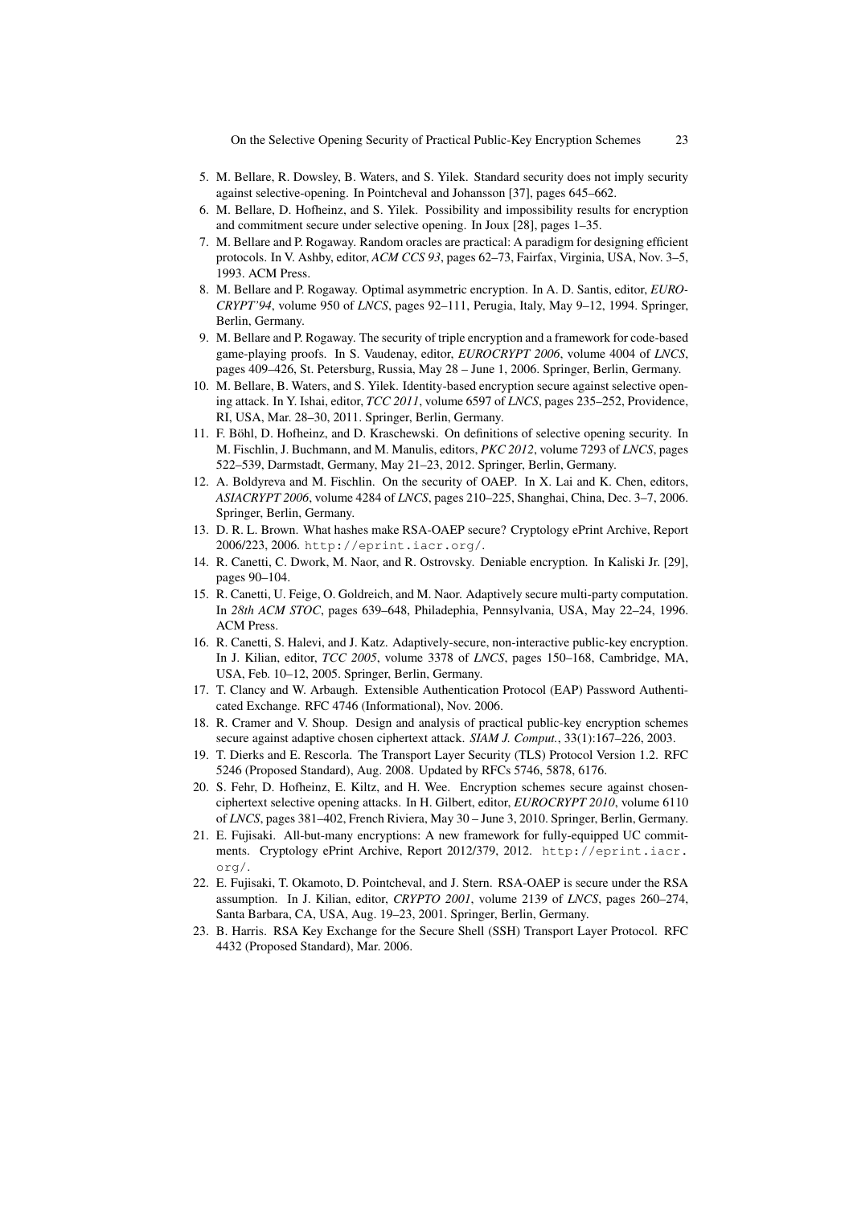5. M. Bellare, R. Dowsley, B. Waters, and S. Yilek. Standard security does not imply security against selective-opening. In Pointcheval and Johansson [37], pages 645–662.
6. M. Bellare, D. Hofheinz, and S. Yilek. Possibility and impossibility results for encryption and commitment secure under selective opening. In Joux [28], pages 1–35.
7. M. Bellare and P. Rogaway. Random oracles are practical: A paradigm for designing efficient protocols. In V. Ashby, editor, *ACM CCS 93*, pages 62–73, Fairfax, Virginia, USA, Nov. 3–5, 1993. ACM Press.
8. M. Bellare and P. Rogaway. Optimal asymmetric encryption. In A. D. Santis, editor, *EUROCRYPT'94*, volume 950 of *LNCS*, pages 92–111, Perugia, Italy, May 9–12, 1994. Springer, Berlin, Germany.
9. M. Bellare and P. Rogaway. The security of triple encryption and a framework for code-based game-playing proofs. In S. Vaudenay, editor, *EUROCRYPT 2006*, volume 4004 of *LNCS*, pages 409–426, St. Petersburg, Russia, May 28 – June 1, 2006. Springer, Berlin, Germany.
10. M. Bellare, B. Waters, and S. Yilek. Identity-based encryption secure against selective opening attack. In Y. Ishai, editor, *TCC 2011*, volume 6597 of *LNCS*, pages 235–252, Providence, RI, USA, Mar. 28–30, 2011. Springer, Berlin, Germany.
11. F. Böhl, D. Hofheinz, and D. Kraschewski. On definitions of selective opening security. In M. Fischlin, J. Buchmann, and M. Manulis, editors, *PKC 2012*, volume 7293 of *LNCS*, pages 522–539, Darmstadt, Germany, May 21–23, 2012. Springer, Berlin, Germany.
12. A. Boldyreva and M. Fischlin. On the security of OAEP. In X. Lai and K. Chen, editors, *ASIACRYPT 2006*, volume 4284 of *LNCS*, pages 210–225, Shanghai, China, Dec. 3–7, 2006. Springer, Berlin, Germany.
13. D. R. L. Brown. What hashes make RSA-OAEP secure? Cryptology ePrint Archive, Report 2006/223, 2006. http://eprint.iacr.org/.
14. R. Canetti, C. Dwork, M. Naor, and R. Ostrovsky. Deniable encryption. In Kaliski Jr. [29], pages 90–104.
15. R. Canetti, U. Feige, O. Goldreich, and M. Naor. Adaptively secure multi-party computation. In *28th ACM STOC*, pages 639–648, Philadephia, Pennsylvania, USA, May 22–24, 1996. ACM Press.
16. R. Canetti, S. Halevi, and J. Katz. Adaptively-secure, non-interactive public-key encryption. In J. Kilian, editor, *TCC 2005*, volume 3378 of *LNCS*, pages 150–168, Cambridge, MA, USA, Feb. 10–12, 2005. Springer, Berlin, Germany.
17. T. Clancy and W. Arbaugh. Extensible Authentication Protocol (EAP) Password Authenticated Exchange. RFC 4746 (Informational), Nov. 2006.
18. R. Cramer and V. Shoup. Design and analysis of practical public-key encryption schemes secure against adaptive chosen ciphertext attack. *SIAM J. Comput.*, 33(1):167–226, 2003.
19. T. Dierks and E. Rescorla. The Transport Layer Security (TLS) Protocol Version 1.2. RFC 5246 (Proposed Standard), Aug. 2008. Updated by RFCs 5746, 5878, 6176.
20. S. Fehr, D. Hofheinz, E. Kiltz, and H. Wee. Encryption schemes secure against chosen-ciphertext selective opening attacks. In H. Gilbert, editor, *EUROCRYPT 2010*, volume 6110 of *LNCS*, pages 381–402, French Riviera, May 30 – June 3, 2010. Springer, Berlin, Germany.
21. E. Fujisaki. All-but-many encryptions: A new framework for fully-equipped UC commitments. Cryptology ePrint Archive, Report 2012/379, 2012. http://eprint.iacr.org/.
22. E. Fujisaki, T. Okamoto, D. Pointcheval, and J. Stern. RSA-OAEP is secure under the RSA assumption. In J. Kilian, editor, *CRYPTO 2001*, volume 2139 of *LNCS*, pages 260–274, Santa Barbara, CA, USA, Aug. 19–23, 2001. Springer, Berlin, Germany.
23. B. Harris. RSA Key Exchange for the Secure Shell (SSH) Transport Layer Protocol. RFC 4432 (Proposed Standard), Mar. 2006.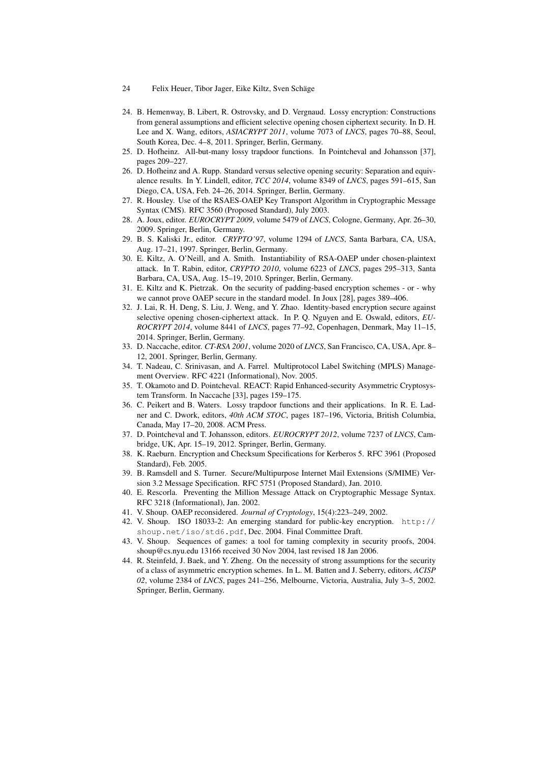24. B. Hemenway, B. Libert, R. Ostrovsky, and D. Vergnaud. Lossy encryption: Constructions from general assumptions and efficient selective opening chosen ciphertext security. In D. H. Lee and X. Wang, editors, *ASIACRYPT 2011*, volume 7073 of *LNCS*, pages 70–88, Seoul, South Korea, Dec. 4–8, 2011. Springer, Berlin, Germany.
25. D. Hofheinz. All-but-many lossy trapdoor functions. In Pointcheval and Johansson [37], pages 209–227.
26. D. Hofheinz and A. Rupp. Standard versus selective opening security: Separation and equivalence results. In Y. Lindell, editor, *TCC 2014*, volume 8349 of *LNCS*, pages 591–615, San Diego, CA, USA, Feb. 24–26, 2014. Springer, Berlin, Germany.
27. R. Housley. Use of the RSAES-OAEP Key Transport Algorithm in Cryptographic Message Syntax (CMS). RFC 3560 (Proposed Standard), July 2003.
28. A. Joux, editor. *EUROCRYPT 2009*, volume 5479 of *LNCS*, Cologne, Germany, Apr. 26–30, 2009. Springer, Berlin, Germany.
29. B. S. Kaliski Jr., editor. *CRYPTO'97*, volume 1294 of *LNCS*, Santa Barbara, CA, USA, Aug. 17–21, 1997. Springer, Berlin, Germany.
30. E. Kiltz, A. O'Neill, and A. Smith. Instantiability of RSA-OAEP under chosen-plaintext attack. In T. Rabin, editor, *CRYPTO 2010*, volume 6223 of *LNCS*, pages 295–313, Santa Barbara, CA, USA, Aug. 15–19, 2010. Springer, Berlin, Germany.
31. E. Kiltz and K. Pietrzak. On the security of padding-based encryption schemes - or - why we cannot prove OAEP secure in the standard model. In Joux [28], pages 389–406.
32. J. Lai, R. H. Deng, S. Liu, J. Weng, and Y. Zhao. Identity-based encryption secure against selective opening chosen-ciphertext attack. In P. Q. Nguyen and E. Oswald, editors, *EUROCRYPT 2014*, volume 8441 of *LNCS*, pages 77–92, Copenhagen, Denmark, May 11–15, 2014. Springer, Berlin, Germany.
33. D. Naccache, editor. *CT-RSA 2001*, volume 2020 of *LNCS*, San Francisco, CA, USA, Apr. 8–12, 2001. Springer, Berlin, Germany.
34. T. Nadeau, C. Srinivasan, and A. Farrel. Multiprotocol Label Switching (MPLS) Management Overview. RFC 4221 (Informational), Nov. 2005.
35. T. Okamoto and D. Pointcheval. REACT: Rapid Enhanced-security Asymmetric Cryptosystem Transform. In Naccache [33], pages 159–175.
36. C. Peikert and B. Waters. Lossy trapdoor functions and their applications. In R. E. Ladner and C. Dwork, editors, *40th ACM STOC*, pages 187–196, Victoria, British Columbia, Canada, May 17–20, 2008. ACM Press.
37. D. Pointcheval and T. Johansson, editors. *EUROCRYPT 2012*, volume 7237 of *LNCS*, Cambridge, UK, Apr. 15–19, 2012. Springer, Berlin, Germany.
38. K. Raeburn. Encryption and Checksum Specifications for Kerberos 5. RFC 3961 (Proposed Standard), Feb. 2005.
39. B. Ramsdell and S. Turner. Secure/Multipurpose Internet Mail Extensions (S/MIME) Version 3.2 Message Specification. RFC 5751 (Proposed Standard), Jan. 2010.
40. E. Rescorla. Preventing the Million Message Attack on Cryptographic Message Syntax. RFC 3218 (Informational), Jan. 2002.
41. V. Shoup. OAEP reconsidered. *Journal of Cryptology*, 15(4):223–249, 2002.
42. V. Shoup. ISO 18033-2: An emerging standard for public-key encryption. http://shoup.net/iso/std6.pdf, Dec. 2004. Final Committee Draft.
43. V. Shoup. Sequences of games: a tool for taming complexity in security proofs, 2004. shoup@cs.nyu.edu 13166 received 30 Nov 2004, last revised 18 Jan 2006.
44. R. Steinfeld, J. Baek, and Y. Zheng. On the necessity of strong assumptions for the security of a class of asymmetric encryption schemes. In L. M. Batten and J. Seberry, editors, *ACISP 02*, volume 2384 of *LNCS*, pages 241–256, Melbourne, Victoria, Australia, July 3–5, 2002. Springer, Berlin, Germany.